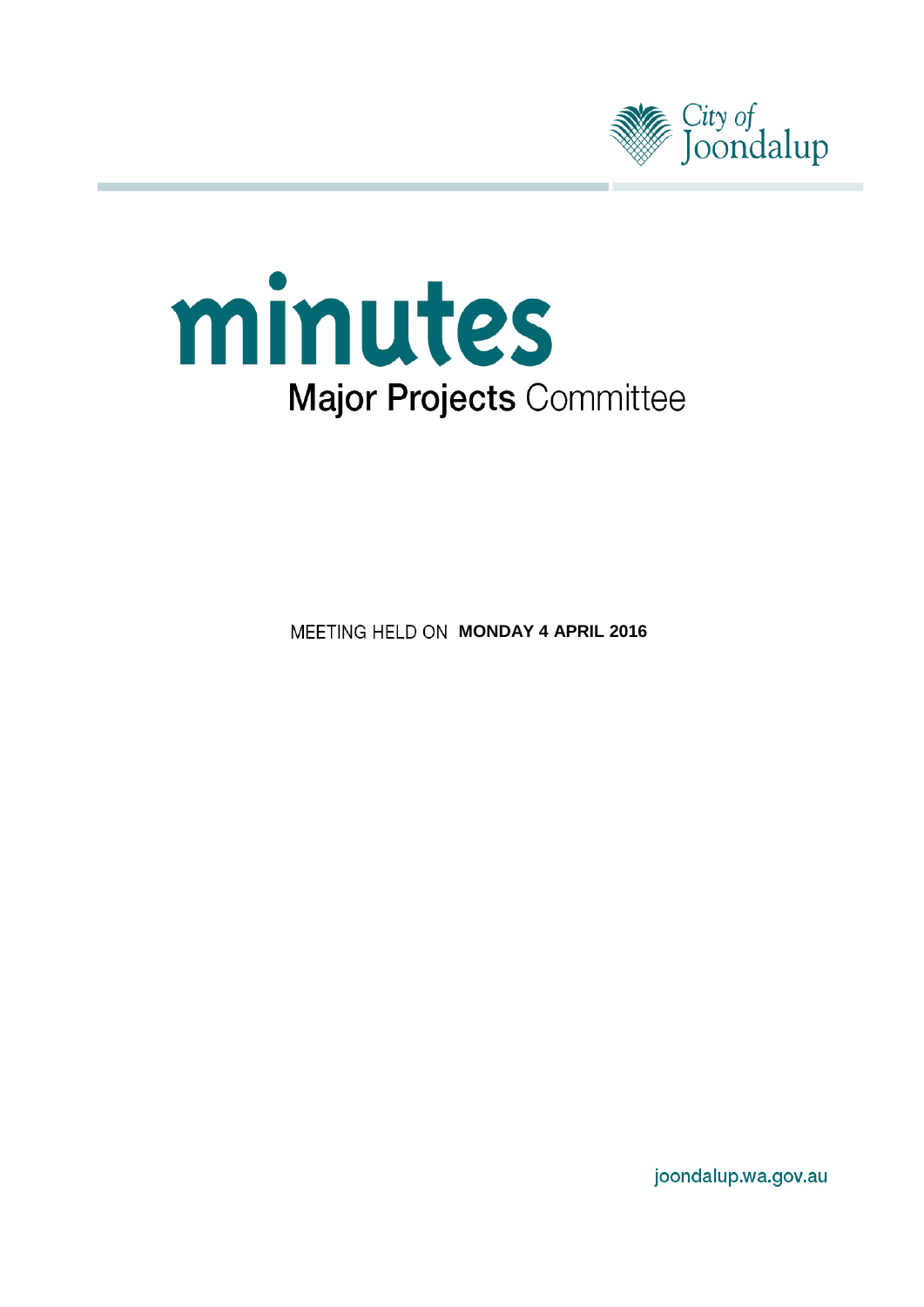City of Joondalup

# minutes

## Major Projects Committee

MEETING HELD ON **MONDAY 4 APRIL 2016**

joondalup.wa.gov.au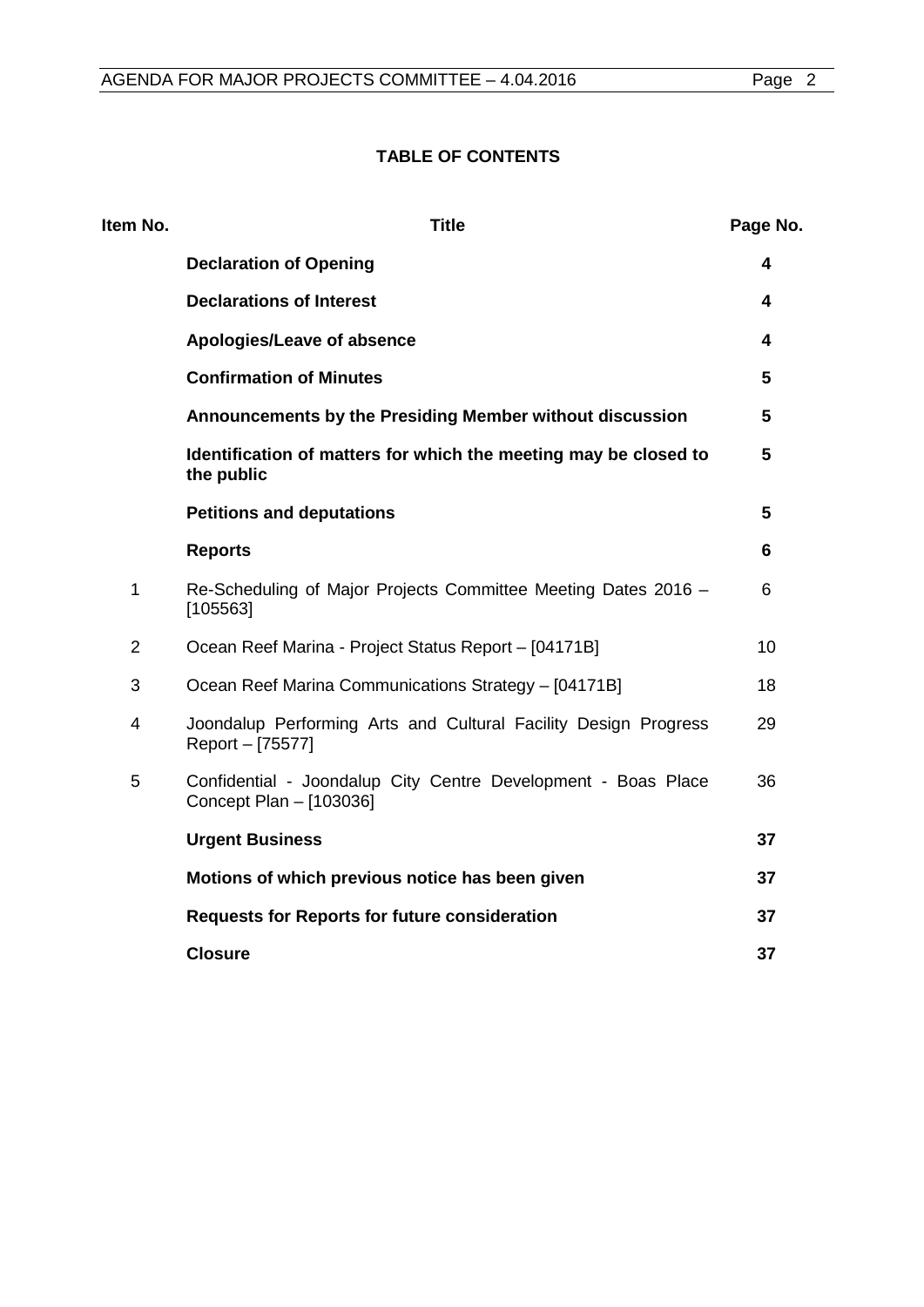**TABLE OF CONTENTS**

| Item No. | Title | Page No. |
|---|---|---|
| | **Declaration of Opening** | **4** |
| | **Declarations of Interest** | **4** |
| | **Apologies/Leave of absence** | **4** |
| | **Confirmation of Minutes** | **5** |
| | **Announcements by the Presiding Member without discussion** | **5** |
| | **Identification of matters for which the meeting may be closed to the public** | **5** |
| | **Petitions and deputations** | **5** |
| | **Reports** | **6** |
| 1 | Re-Scheduling of Major Projects Committee Meeting Dates 2016 – [105563] | 6 |
| 2 | Ocean Reef Marina - Project Status Report – [04171B] | 10 |
| 3 | Ocean Reef Marina Communications Strategy – [04171B] | 18 |
| 4 | Joondalup Performing Arts and Cultural Facility Design Progress Report – [75577] | 29 |
| 5 | Confidential - Joondalup City Centre Development - Boas Place Concept Plan – [103036] | 36 |
| | **Urgent Business** | **37** |
| | **Motions of which previous notice has been given** | **37** |
| | **Requests for Reports for future consideration** | **37** |
| | **Closure** | **37** |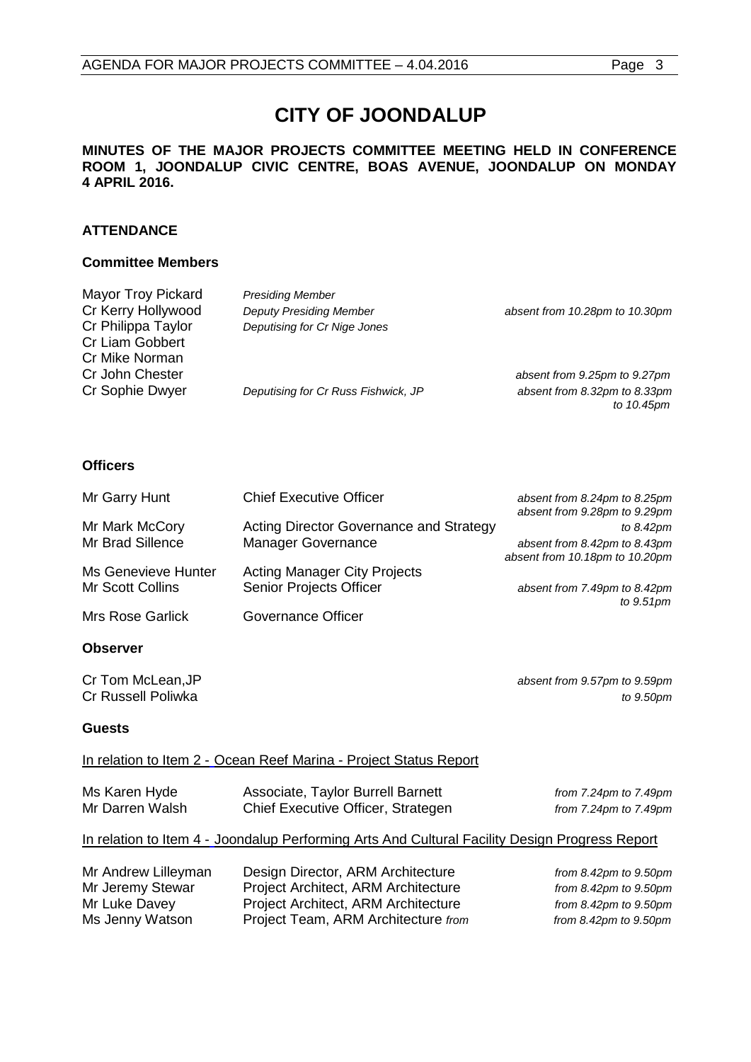# CITY OF JOONDALUP

**MINUTES OF THE MAJOR PROJECTS COMMITTEE MEETING HELD IN CONFERENCE ROOM 1, JOONDALUP CIVIC CENTRE, BOAS AVENUE, JOONDALUP ON MONDAY 4 APRIL 2016.**

## ATTENDANCE

### Committee Members

| | | |
|---|---|---|
| Mayor Troy Pickard | *Presiding Member* | |
| Cr Kerry Hollywood | *Deputy Presiding Member* | *absent from 10.28pm to 10.30pm* |
| Cr Philippa Taylor | *Deputising for Cr Nige Jones* | |
| Cr Liam Gobbert | | |
| Cr Mike Norman | | |
| Cr John Chester | | *absent from 9.25pm to 9.27pm* |
| Cr Sophie Dwyer | *Deputising for Cr Russ Fishwick, JP* | *absent from 8.32pm to 8.33pm to 10.45pm* |

### Officers

| | | |
|---|---|---|
| Mr Garry Hunt | Chief Executive Officer | *absent from 8.24pm to 8.25pm absent from 9.28pm to 9.29pm* |
| Mr Mark McCory | Acting Director Governance and Strategy | *to 8.42pm* |
| Mr Brad Sillence | Manager Governance | *absent from 8.42pm to 8.43pm absent from 10.18pm to 10.20pm* |
| Ms Genevieve Hunter | Acting Manager City Projects | |
| Mr Scott Collins | Senior Projects Officer | *absent from 7.49pm to 8.42pm to 9.51pm* |
| Mrs Rose Garlick | Governance Officer | |

### Observer

| | |
|---|---|
| Cr Tom McLean,JP | *absent from 9.57pm to 9.59pm* |
| Cr Russell Poliwka | *to 9.50pm* |

### Guests

In relation to Item 2 - Ocean Reef Marina - Project Status Report

| | | |
|---|---|---|
| Ms Karen Hyde | Associate, Taylor Burrell Barnett | *from 7.24pm to 7.49pm* |
| Mr Darren Walsh | Chief Executive Officer, Strategen | *from 7.24pm to 7.49pm* |

In relation to Item 4 - Joondalup Performing Arts And Cultural Facility Design Progress Report

| | | |
|---|---|---|
| Mr Andrew Lilleyman | Design Director, ARM Architecture | *from 8.42pm to 9.50pm* |
| Mr Jeremy Stewar | Project Architect, ARM Architecture | *from 8.42pm to 9.50pm* |
| Mr Luke Davey | Project Architect, ARM Architecture | *from 8.42pm to 9.50pm* |
| Ms Jenny Watson | Project Team, ARM Architecture *from* | *from 8.42pm to 9.50pm* |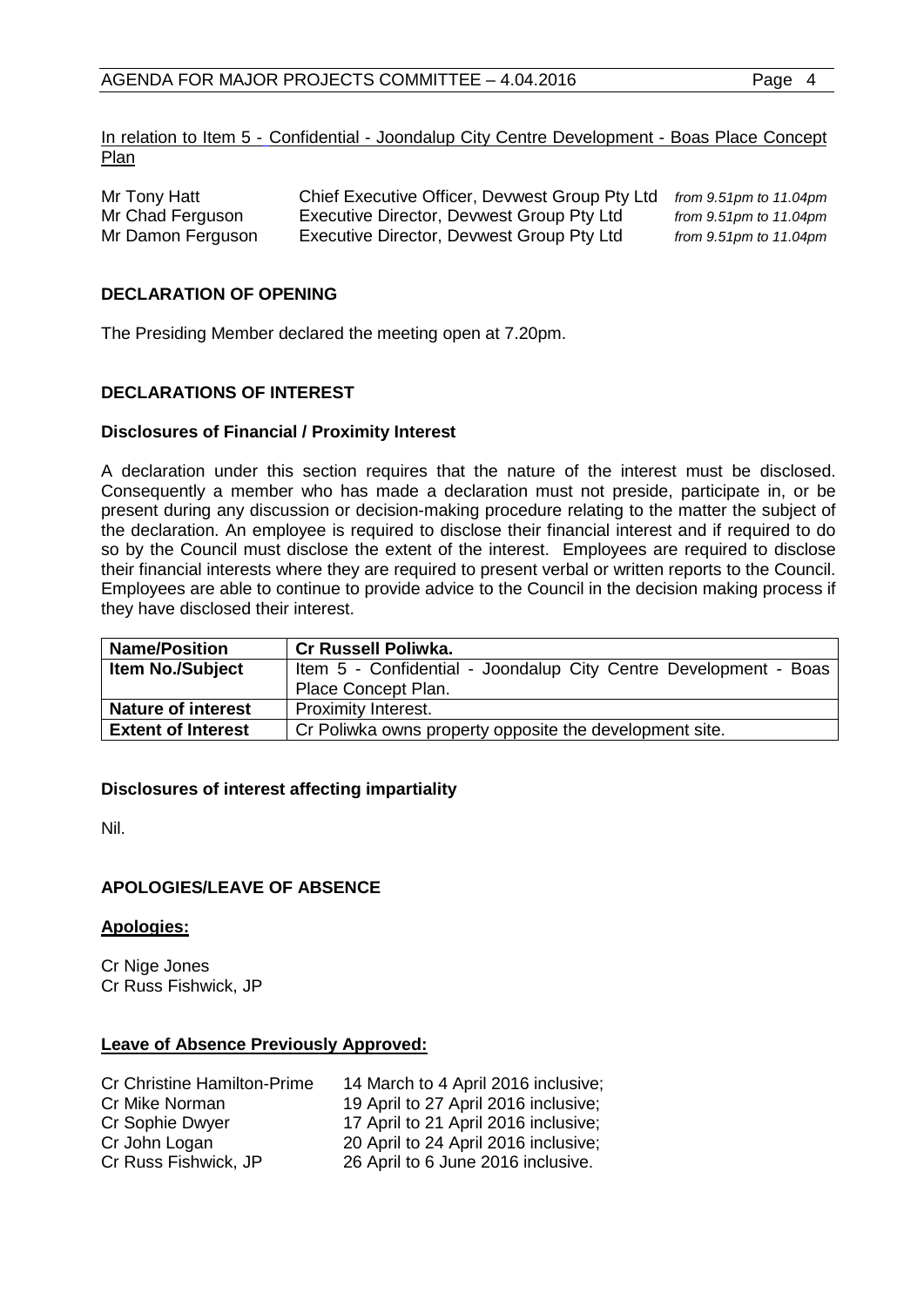In relation to Item 5 - Confidential - Joondalup City Centre Development - Boas Place Concept Plan

| | | |
|---|---|---|
| Mr Tony Hatt | Chief Executive Officer, Devwest Group Pty Ltd | *from 9.51pm to 11.04pm* |
| Mr Chad Ferguson | Executive Director, Devwest Group Pty Ltd | *from 9.51pm to 11.04pm* |
| Mr Damon Ferguson | Executive Director, Devwest Group Pty Ltd | *from 9.51pm to 11.04pm* |

## DECLARATION OF OPENING

The Presiding Member declared the meeting open at 7.20pm.

## DECLARATIONS OF INTEREST

### Disclosures of Financial / Proximity Interest

A declaration under this section requires that the nature of the interest must be disclosed. Consequently a member who has made a declaration must not preside, participate in, or be present during any discussion or decision-making procedure relating to the matter the subject of the declaration. An employee is required to disclose their financial interest and if required to do so by the Council must disclose the extent of the interest. Employees are required to disclose their financial interests where they are required to present verbal or written reports to the Council. Employees are able to continue to provide advice to the Council in the decision making process if they have disclosed their interest.

| **Name/Position** | **Cr Russell Poliwka.** |
|---|---|
| **Item No./Subject** | Item 5 - Confidential - Joondalup City Centre Development - Boas Place Concept Plan. |
| **Nature of interest** | Proximity Interest. |
| **Extent of Interest** | Cr Poliwka owns property opposite the development site. |

### Disclosures of interest affecting impartiality

Nil.

## APOLOGIES/LEAVE OF ABSENCE

**Apologies:**

Cr Nige Jones
Cr Russ Fishwick, JP

**Leave of Absence Previously Approved:**

| | |
|---|---|
| Cr Christine Hamilton-Prime | 14 March to 4 April 2016 inclusive; |
| Cr Mike Norman | 19 April to 27 April 2016 inclusive; |
| Cr Sophie Dwyer | 17 April to 21 April 2016 inclusive; |
| Cr John Logan | 20 April to 24 April 2016 inclusive; |
| Cr Russ Fishwick, JP | 26 April to 6 June 2016 inclusive. |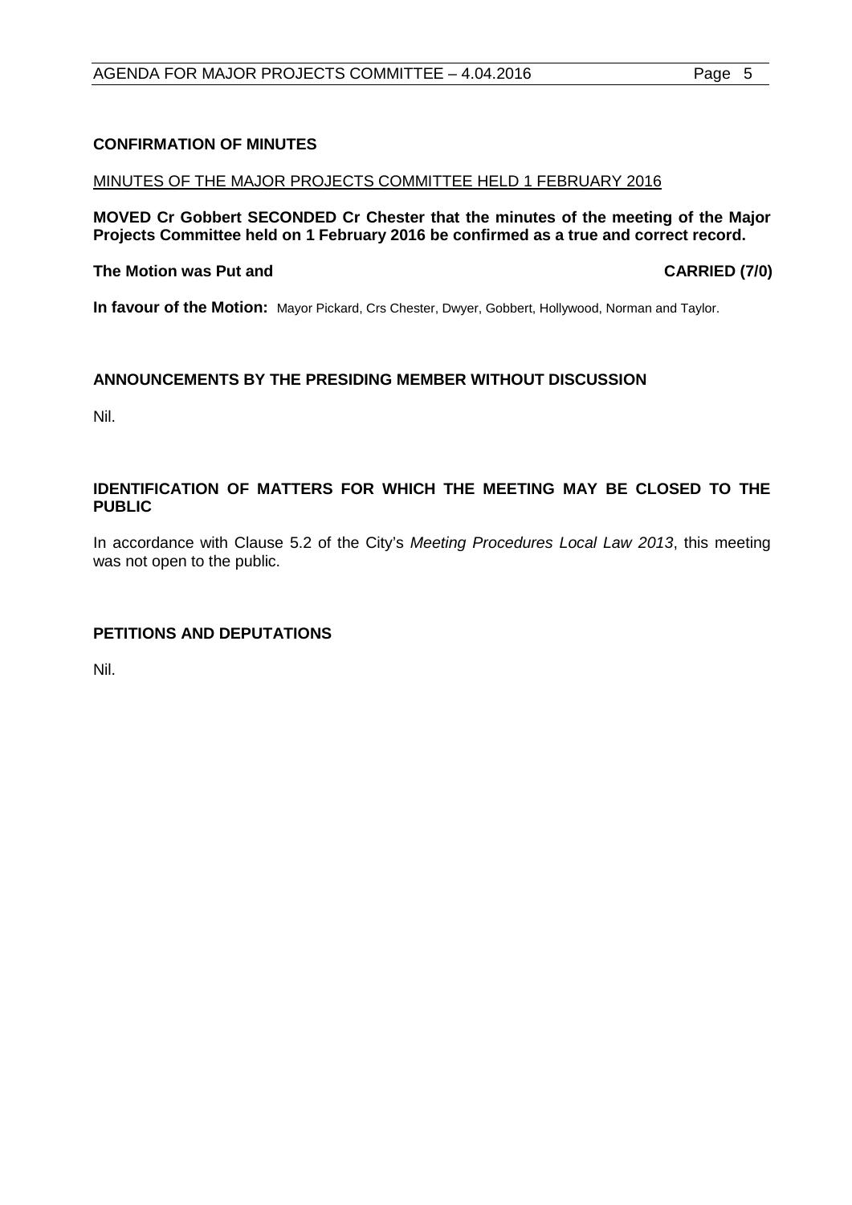**CONFIRMATION OF MINUTES**

MINUTES OF THE MAJOR PROJECTS COMMITTEE HELD 1 FEBRUARY 2016

**MOVED Cr Gobbert SECONDED Cr Chester that the minutes of the meeting of the Major Projects Committee held on 1 February 2016 be confirmed as a true and correct record.**

**The Motion was Put and CARRIED (7/0)**

**In favour of the Motion:** Mayor Pickard, Crs Chester, Dwyer, Gobbert, Hollywood, Norman and Taylor.

**ANNOUNCEMENTS BY THE PRESIDING MEMBER WITHOUT DISCUSSION**

Nil.

**IDENTIFICATION OF MATTERS FOR WHICH THE MEETING MAY BE CLOSED TO THE PUBLIC**

In accordance with Clause 5.2 of the City's *Meeting Procedures Local Law 2013*, this meeting was not open to the public.

**PETITIONS AND DEPUTATIONS**

Nil.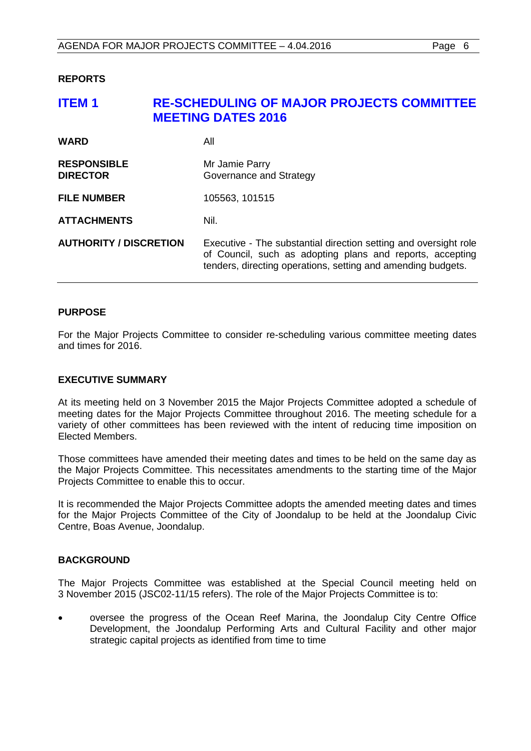## REPORTS

# ITEM 1 RE-SCHEDULING OF MAJOR PROJECTS COMMITTEE MEETING DATES 2016

| | |
|---|---|
| **WARD** | All |
| **RESPONSIBLE DIRECTOR** | Mr Jamie Parry<br>Governance and Strategy |
| **FILE NUMBER** | 105563, 101515 |
| **ATTACHMENTS** | Nil. |
| **AUTHORITY / DISCRETION** | Executive - The substantial direction setting and oversight role of Council, such as adopting plans and reports, accepting tenders, directing operations, setting and amending budgets. |

### PURPOSE

For the Major Projects Committee to consider re-scheduling various committee meeting dates and times for 2016.

### EXECUTIVE SUMMARY

At its meeting held on 3 November 2015 the Major Projects Committee adopted a schedule of meeting dates for the Major Projects Committee throughout 2016. The meeting schedule for a variety of other committees has been reviewed with the intent of reducing time imposition on Elected Members.

Those committees have amended their meeting dates and times to be held on the same day as the Major Projects Committee. This necessitates amendments to the starting time of the Major Projects Committee to enable this to occur.

It is recommended the Major Projects Committee adopts the amended meeting dates and times for the Major Projects Committee of the City of Joondalup to be held at the Joondalup Civic Centre, Boas Avenue, Joondalup.

### BACKGROUND

The Major Projects Committee was established at the Special Council meeting held on 3 November 2015 (JSC02-11/15 refers). The role of the Major Projects Committee is to:

- oversee the progress of the Ocean Reef Marina, the Joondalup City Centre Office Development, the Joondalup Performing Arts and Cultural Facility and other major strategic capital projects as identified from time to time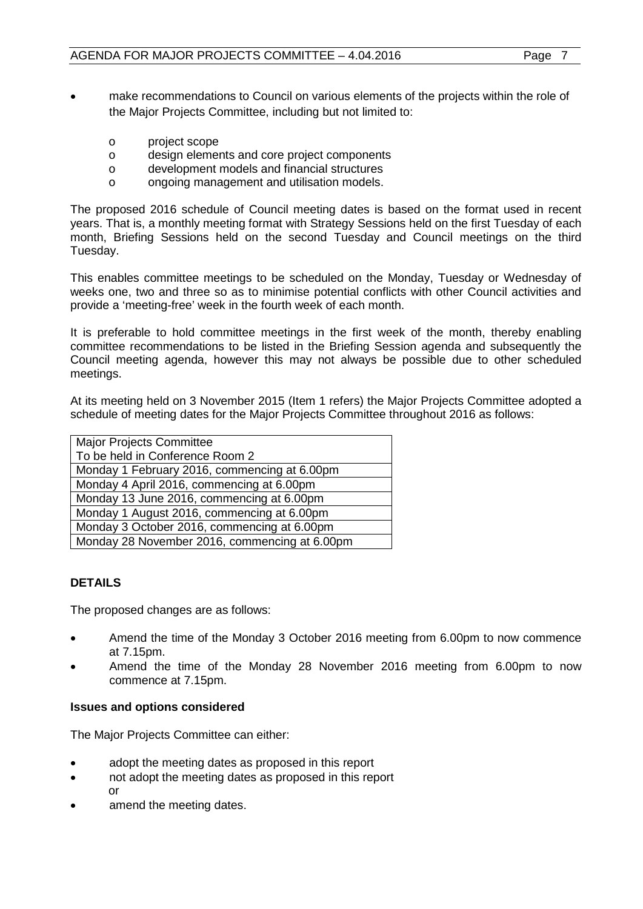- make recommendations to Council on various elements of the projects within the role of the Major Projects Committee, including but not limited to:
  - project scope
  - design elements and core project components
  - development models and financial structures
  - ongoing management and utilisation models.

The proposed 2016 schedule of Council meeting dates is based on the format used in recent years. That is, a monthly meeting format with Strategy Sessions held on the first Tuesday of each month, Briefing Sessions held on the second Tuesday and Council meetings on the third Tuesday.

This enables committee meetings to be scheduled on the Monday, Tuesday or Wednesday of weeks one, two and three so as to minimise potential conflicts with other Council activities and provide a 'meeting-free' week in the fourth week of each month.

It is preferable to hold committee meetings in the first week of the month, thereby enabling committee recommendations to be listed in the Briefing Session agenda and subsequently the Council meeting agenda, however this may not always be possible due to other scheduled meetings.

At its meeting held on 3 November 2015 (Item 1 refers) the Major Projects Committee adopted a schedule of meeting dates for the Major Projects Committee throughout 2016 as follows:

| Major Projects Committee<br>To be held in Conference Room 2 |
|---|
| Monday 1 February 2016, commencing at 6.00pm |
| Monday 4 April 2016, commencing at 6.00pm |
| Monday 13 June 2016, commencing at 6.00pm |
| Monday 1 August 2016, commencing at 6.00pm |
| Monday 3 October 2016, commencing at 6.00pm |
| Monday 28 November 2016, commencing at 6.00pm |

## DETAILS

The proposed changes are as follows:

- Amend the time of the Monday 3 October 2016 meeting from 6.00pm to now commence at 7.15pm.
- Amend the time of the Monday 28 November 2016 meeting from 6.00pm to now commence at 7.15pm.

### Issues and options considered

The Major Projects Committee can either:

- adopt the meeting dates as proposed in this report
- not adopt the meeting dates as proposed in this report
  
  or
- amend the meeting dates.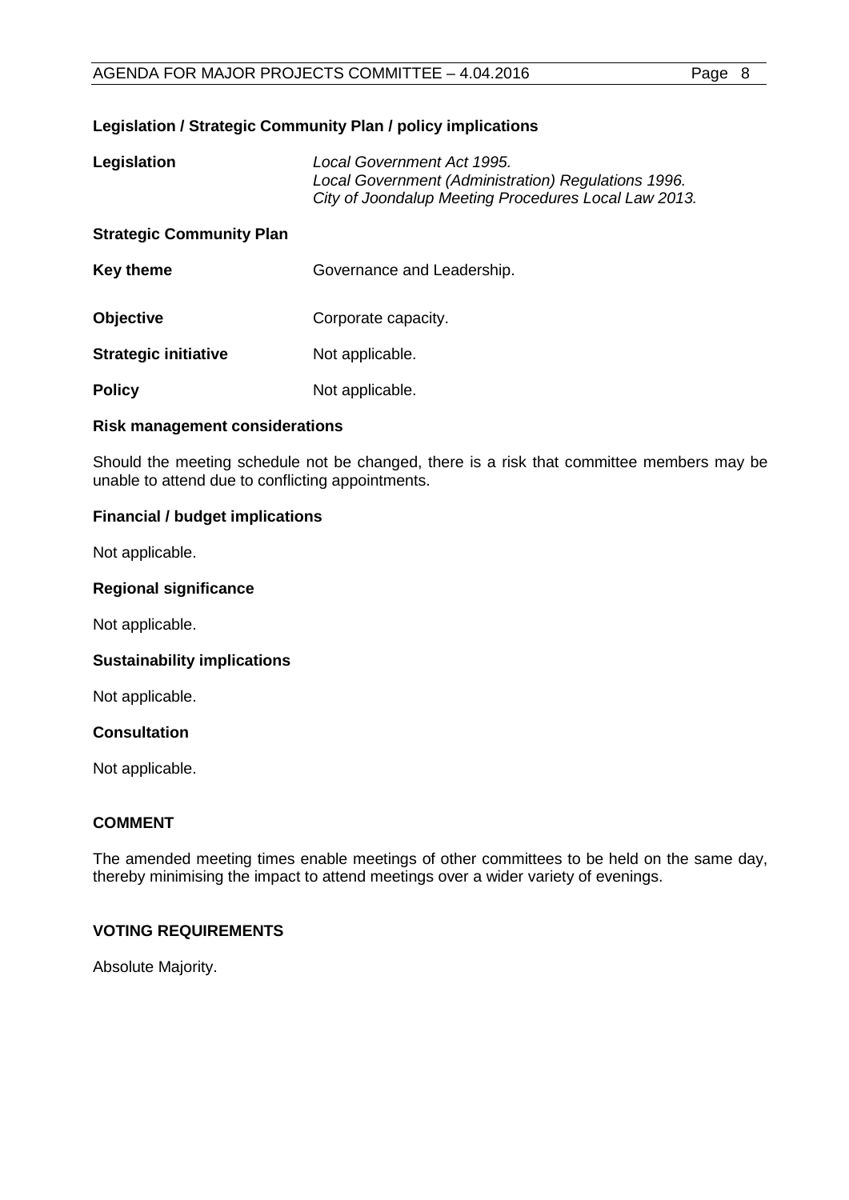**Legislation / Strategic Community Plan / policy implications**

**Legislation** *Local Government Act 1995.*
*Local Government (Administration) Regulations 1996.*
*City of Joondalup Meeting Procedures Local Law 2013.*

**Strategic Community Plan**

**Key theme** Governance and Leadership.

**Objective** Corporate capacity.

**Strategic initiative** Not applicable.

**Policy** Not applicable.

**Risk management considerations**

Should the meeting schedule not be changed, there is a risk that committee members may be unable to attend due to conflicting appointments.

**Financial / budget implications**

Not applicable.

**Regional significance**

Not applicable.

**Sustainability implications**

Not applicable.

**Consultation**

Not applicable.

**COMMENT**

The amended meeting times enable meetings of other committees to be held on the same day, thereby minimising the impact to attend meetings over a wider variety of evenings.

**VOTING REQUIREMENTS**

Absolute Majority.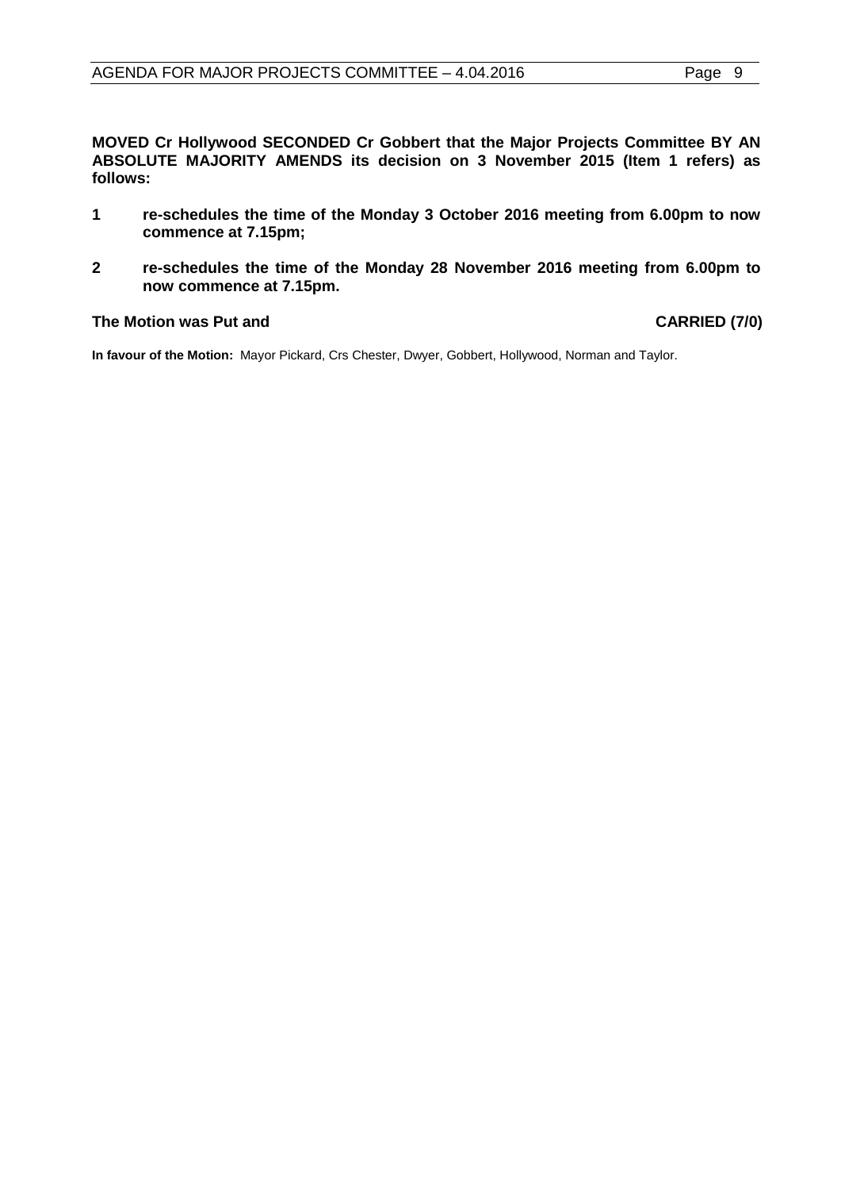**MOVED Cr Hollywood SECONDED Cr Gobbert that the Major Projects Committee BY AN ABSOLUTE MAJORITY AMENDS its decision on 3 November 2015 (Item 1 refers) as follows:**

1. **re-schedules the time of the Monday 3 October 2016 meeting from 6.00pm to now commence at 7.15pm;**
2. **re-schedules the time of the Monday 28 November 2016 meeting from 6.00pm to now commence at 7.15pm.**

**The Motion was Put and CARRIED (7/0)**

**In favour of the Motion:** Mayor Pickard, Crs Chester, Dwyer, Gobbert, Hollywood, Norman and Taylor.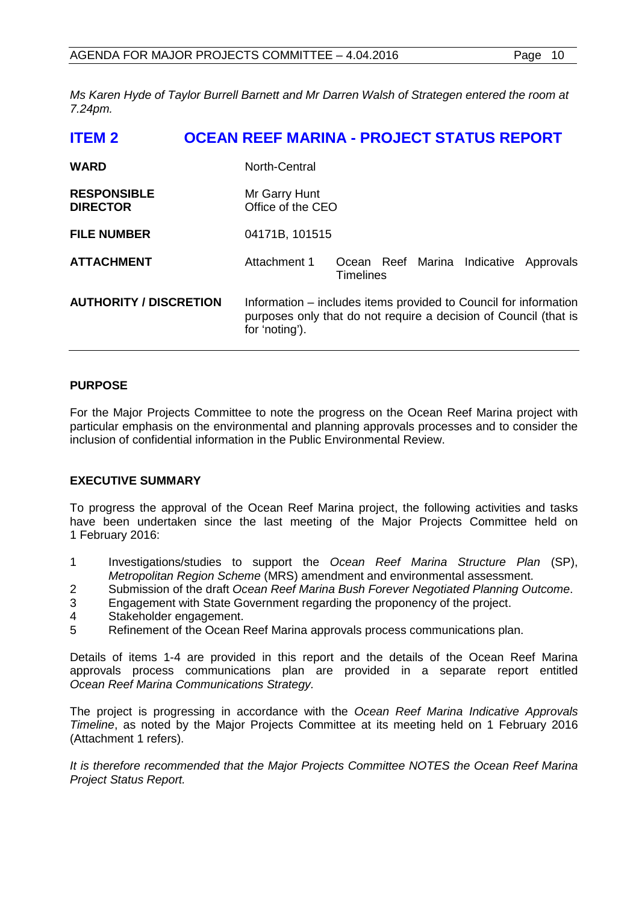*Ms Karen Hyde of Taylor Burrell Barnett and Mr Darren Walsh of Strategen entered the room at 7.24pm.*

## ITEM 2 OCEAN REEF MARINA - PROJECT STATUS REPORT

| | |
|---|---|
| **WARD** | North-Central |
| **RESPONSIBLE DIRECTOR** | Mr Garry Hunt<br>Office of the CEO |
| **FILE NUMBER** | 04171B, 101515 |
| **ATTACHMENT** | Attachment 1 Ocean Reef Marina Indicative Approvals Timelines |
| **AUTHORITY / DISCRETION** | Information – includes items provided to Council for information purposes only that do not require a decision of Council (that is for 'noting'). |

### PURPOSE

For the Major Projects Committee to note the progress on the Ocean Reef Marina project with particular emphasis on the environmental and planning approvals processes and to consider the inclusion of confidential information in the Public Environmental Review.

### EXECUTIVE SUMMARY

To progress the approval of the Ocean Reef Marina project, the following activities and tasks have been undertaken since the last meeting of the Major Projects Committee held on 1 February 2016:

1. Investigations/studies to support the *Ocean Reef Marina Structure Plan* (SP), *Metropolitan Region Scheme* (MRS) amendment and environmental assessment.
2. Submission of the draft *Ocean Reef Marina Bush Forever Negotiated Planning Outcome*.
3. Engagement with State Government regarding the proponency of the project.
4. Stakeholder engagement.
5. Refinement of the Ocean Reef Marina approvals process communications plan.

Details of items 1-4 are provided in this report and the details of the Ocean Reef Marina approvals process communications plan are provided in a separate report entitled *Ocean Reef Marina Communications Strategy.*

The project is progressing in accordance with the *Ocean Reef Marina Indicative Approvals Timeline*, as noted by the Major Projects Committee at its meeting held on 1 February 2016 (Attachment 1 refers).

*It is therefore recommended that the Major Projects Committee NOTES the Ocean Reef Marina Project Status Report.*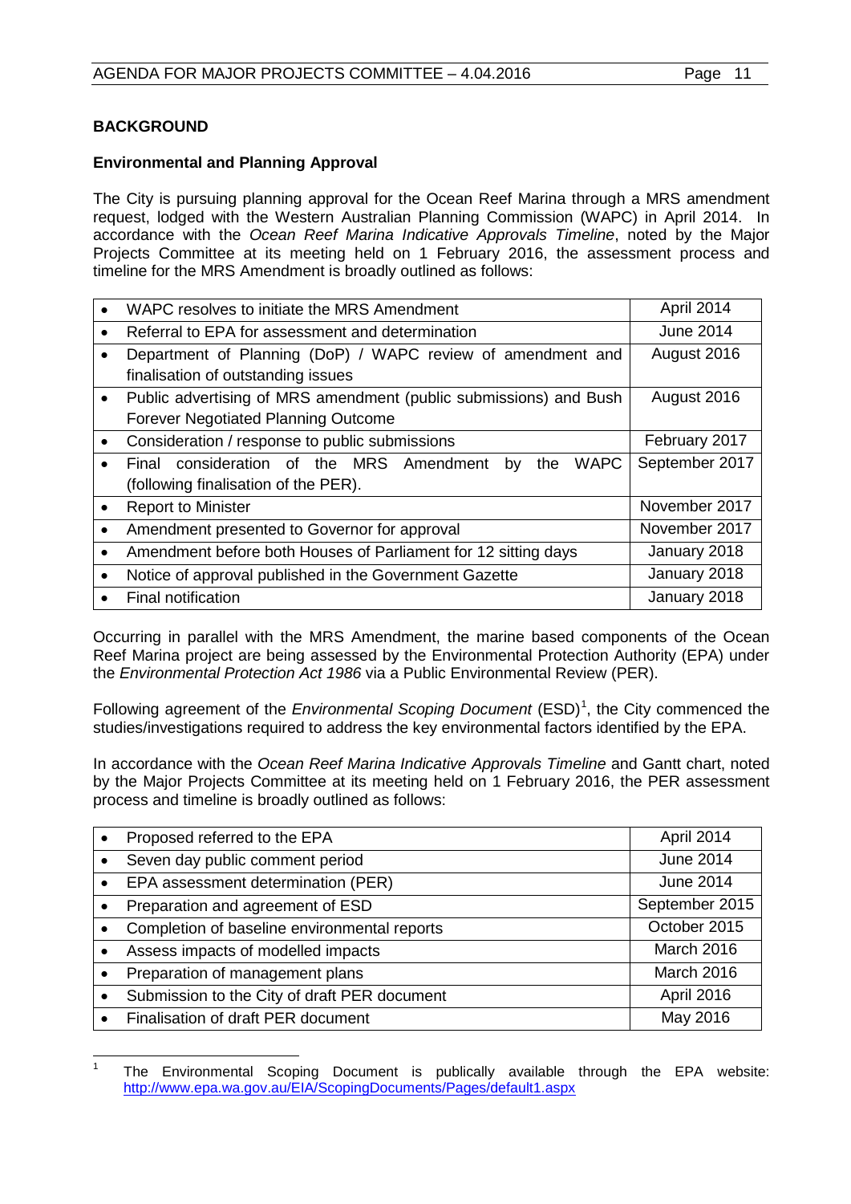**BACKGROUND**

**Environmental and Planning Approval**

The City is pursuing planning approval for the Ocean Reef Marina through a MRS amendment request, lodged with the Western Australian Planning Commission (WAPC) in April 2014. In accordance with the *Ocean Reef Marina Indicative Approvals Timeline*, noted by the Major Projects Committee at its meeting held on 1 February 2016, the assessment process and timeline for the MRS Amendment is broadly outlined as follows:

| Stage | Date |
|---|---|
| • WAPC resolves to initiate the MRS Amendment | April 2014 |
| • Referral to EPA for assessment and determination | June 2014 |
| • Department of Planning (DoP) / WAPC review of amendment and finalisation of outstanding issues | August 2016 |
| • Public advertising of MRS amendment (public submissions) and Bush Forever Negotiated Planning Outcome | August 2016 |
| • Consideration / response to public submissions | February 2017 |
| • Final consideration of the MRS Amendment by the WAPC (following finalisation of the PER). | September 2017 |
| • Report to Minister | November 2017 |
| • Amendment presented to Governor for approval | November 2017 |
| • Amendment before both Houses of Parliament for 12 sitting days | January 2018 |
| • Notice of approval published in the Government Gazette | January 2018 |
| • Final notification | January 2018 |

Occurring in parallel with the MRS Amendment, the marine based components of the Ocean Reef Marina project are being assessed by the Environmental Protection Authority (EPA) under the *Environmental Protection Act 1986* via a Public Environmental Review (PER).

Following agreement of the *Environmental Scoping Document* (ESD)[1], the City commenced the studies/investigations required to address the key environmental factors identified by the EPA.

In accordance with the *Ocean Reef Marina Indicative Approvals Timeline* and Gantt chart, noted by the Major Projects Committee at its meeting held on 1 February 2016, the PER assessment process and timeline is broadly outlined as follows:

| Stage | Date |
|---|---|
| • Proposed referred to the EPA | April 2014 |
| • Seven day public comment period | June 2014 |
| • EPA assessment determination (PER) | June 2014 |
| • Preparation and agreement of ESD | September 2015 |
| • Completion of baseline environmental reports | October 2015 |
| • Assess impacts of modelled impacts | March 2016 |
| • Preparation of management plans | March 2016 |
| • Submission to the City of draft PER document | April 2016 |
| • Finalisation of draft PER document | May 2016 |

[1] The Environmental Scoping Document is publically available through the EPA website: http://www.epa.wa.gov.au/EIA/ScopingDocuments/Pages/default1.aspx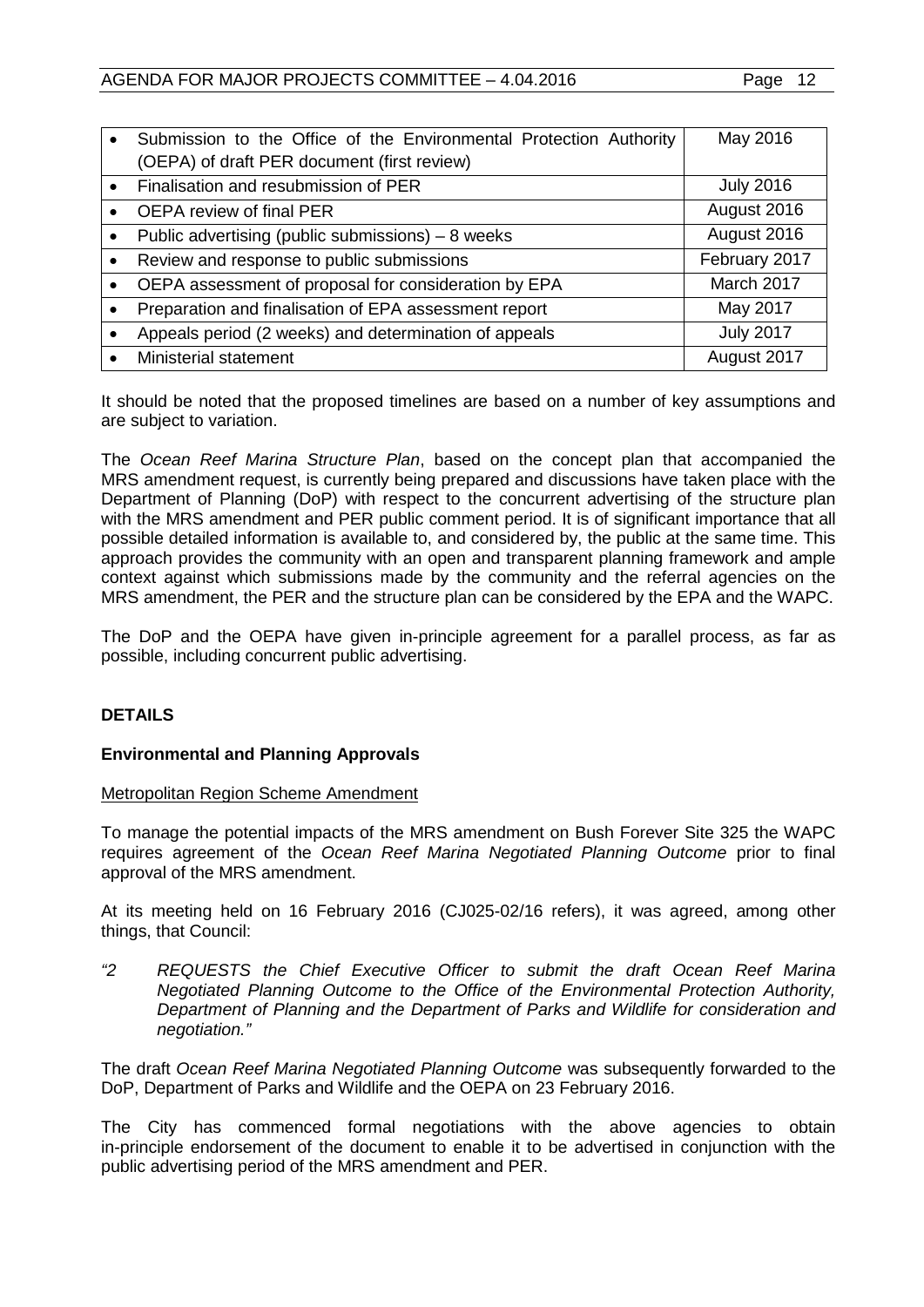| | |
|---|---|
| • Submission to the Office of the Environmental Protection Authority (OEPA) of draft PER document (first review) | May 2016 |
| • Finalisation and resubmission of PER | July 2016 |
| • OEPA review of final PER | August 2016 |
| • Public advertising (public submissions) – 8 weeks | August 2016 |
| • Review and response to public submissions | February 2017 |
| • OEPA assessment of proposal for consideration by EPA | March 2017 |
| • Preparation and finalisation of EPA assessment report | May 2017 |
| • Appeals period (2 weeks) and determination of appeals | July 2017 |
| • Ministerial statement | August 2017 |

It should be noted that the proposed timelines are based on a number of key assumptions and are subject to variation.

The *Ocean Reef Marina Structure Plan*, based on the concept plan that accompanied the MRS amendment request, is currently being prepared and discussions have taken place with the Department of Planning (DoP) with respect to the concurrent advertising of the structure plan with the MRS amendment and PER public comment period. It is of significant importance that all possible detailed information is available to, and considered by, the public at the same time. This approach provides the community with an open and transparent planning framework and ample context against which submissions made by the community and the referral agencies on the MRS amendment, the PER and the structure plan can be considered by the EPA and the WAPC.

The DoP and the OEPA have given in-principle agreement for a parallel process, as far as possible, including concurrent public advertising.

## DETAILS

### Environmental and Planning Approvals

Metropolitan Region Scheme Amendment

To manage the potential impacts of the MRS amendment on Bush Forever Site 325 the WAPC requires agreement of the *Ocean Reef Marina Negotiated Planning Outcome* prior to final approval of the MRS amendment.

At its meeting held on 16 February 2016 (CJ025-02/16 refers), it was agreed, among other things, that Council:

> *"2 REQUESTS the Chief Executive Officer to submit the draft Ocean Reef Marina Negotiated Planning Outcome to the Office of the Environmental Protection Authority, Department of Planning and the Department of Parks and Wildlife for consideration and negotiation."*

The draft *Ocean Reef Marina Negotiated Planning Outcome* was subsequently forwarded to the DoP, Department of Parks and Wildlife and the OEPA on 23 February 2016.

The City has commenced formal negotiations with the above agencies to obtain in-principle endorsement of the document to enable it to be advertised in conjunction with the public advertising period of the MRS amendment and PER.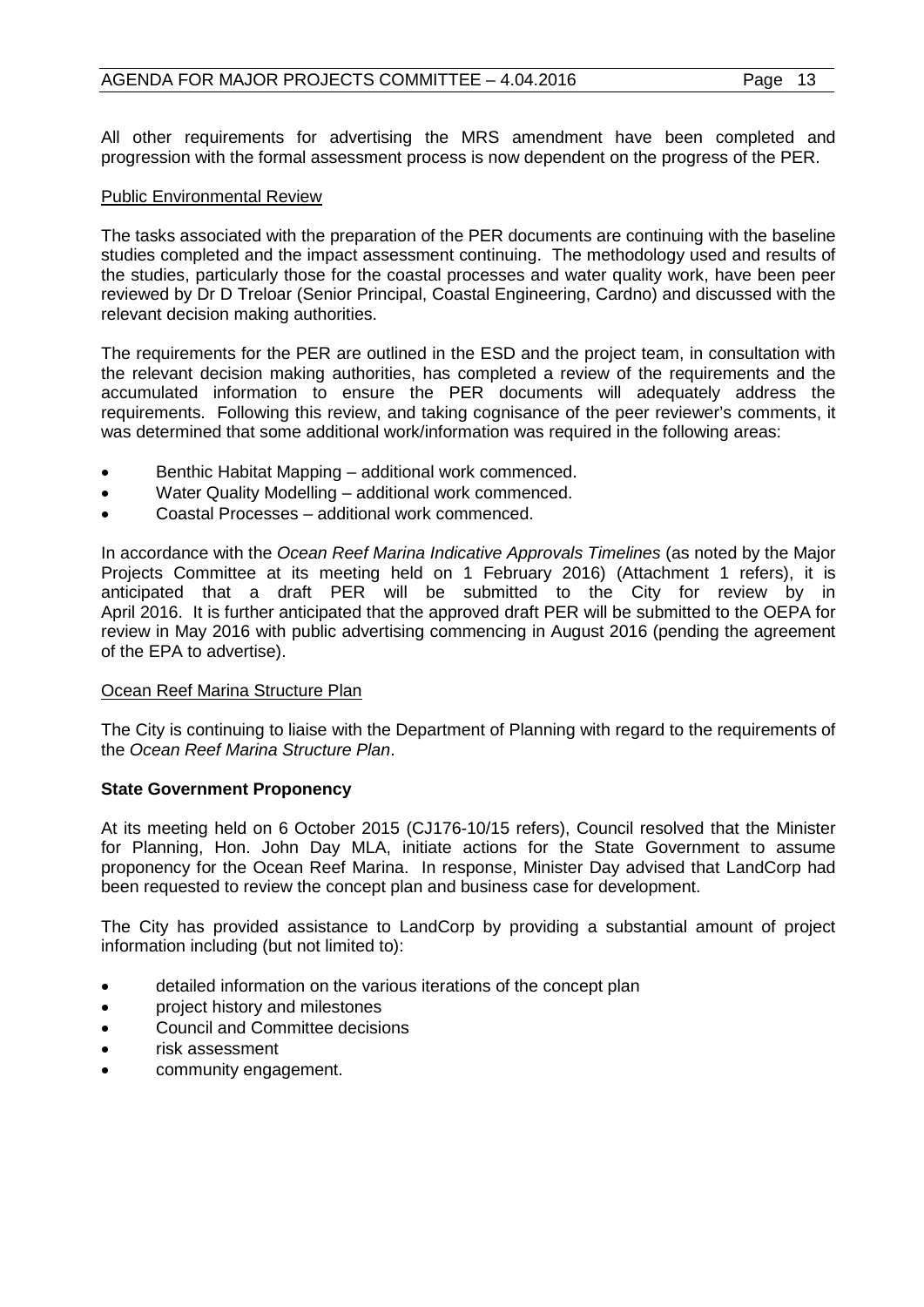All other requirements for advertising the MRS amendment have been completed and progression with the formal assessment process is now dependent on the progress of the PER.

Public Environmental Review

The tasks associated with the preparation of the PER documents are continuing with the baseline studies completed and the impact assessment continuing. The methodology used and results of the studies, particularly those for the coastal processes and water quality work, have been peer reviewed by Dr D Treloar (Senior Principal, Coastal Engineering, Cardno) and discussed with the relevant decision making authorities.

The requirements for the PER are outlined in the ESD and the project team, in consultation with the relevant decision making authorities, has completed a review of the requirements and the accumulated information to ensure the PER documents will adequately address the requirements. Following this review, and taking cognisance of the peer reviewer's comments, it was determined that some additional work/information was required in the following areas:

- Benthic Habitat Mapping – additional work commenced.
- Water Quality Modelling – additional work commenced.
- Coastal Processes – additional work commenced.

In accordance with the *Ocean Reef Marina Indicative Approvals Timelines* (as noted by the Major Projects Committee at its meeting held on 1 February 2016) (Attachment 1 refers), it is anticipated that a draft PER will be submitted to the City for review by in April 2016. It is further anticipated that the approved draft PER will be submitted to the OEPA for review in May 2016 with public advertising commencing in August 2016 (pending the agreement of the EPA to advertise).

Ocean Reef Marina Structure Plan

The City is continuing to liaise with the Department of Planning with regard to the requirements of the *Ocean Reef Marina Structure Plan*.

**State Government Proponency**

At its meeting held on 6 October 2015 (CJ176-10/15 refers), Council resolved that the Minister for Planning, Hon. John Day MLA, initiate actions for the State Government to assume proponency for the Ocean Reef Marina. In response, Minister Day advised that LandCorp had been requested to review the concept plan and business case for development.

The City has provided assistance to LandCorp by providing a substantial amount of project information including (but not limited to):

- detailed information on the various iterations of the concept plan
- project history and milestones
- Council and Committee decisions
- risk assessment
- community engagement.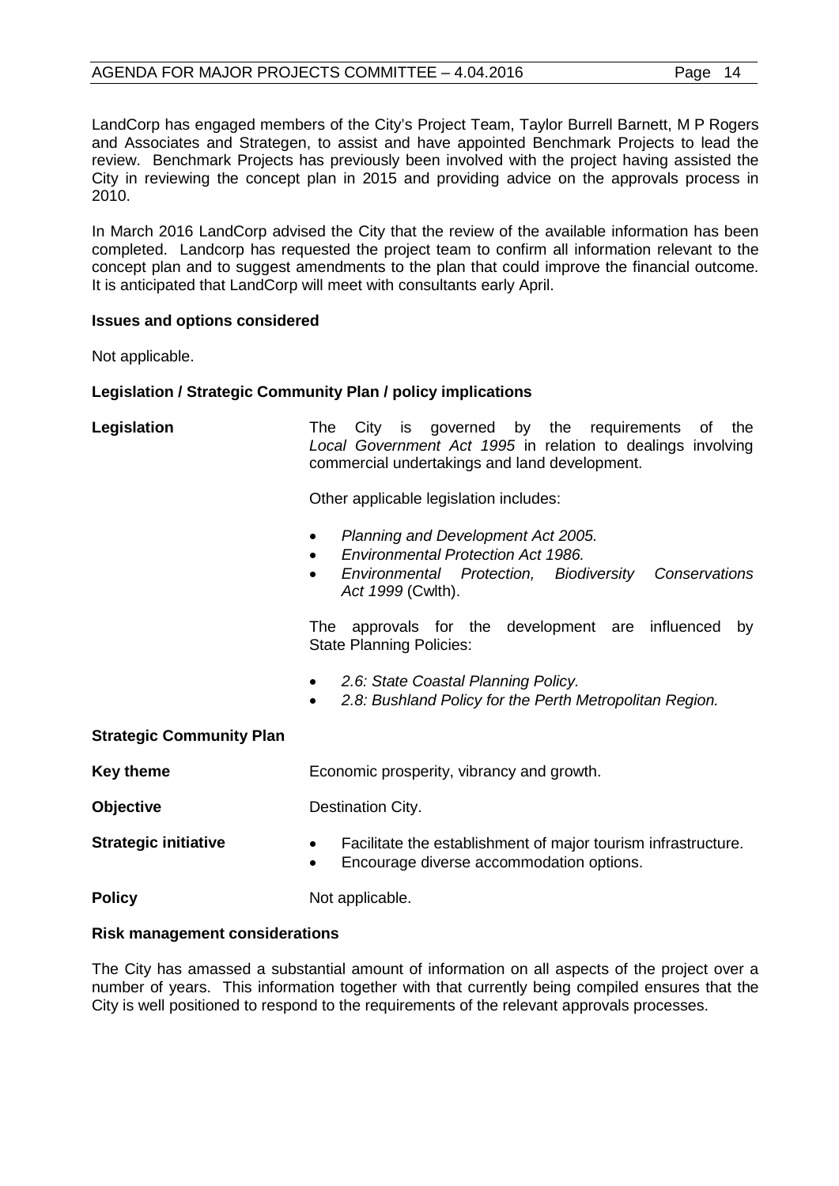LandCorp has engaged members of the City's Project Team, Taylor Burrell Barnett, M P Rogers and Associates and Strategen, to assist and have appointed Benchmark Projects to lead the review. Benchmark Projects has previously been involved with the project having assisted the City in reviewing the concept plan in 2015 and providing advice on the approvals process in 2010.

In March 2016 LandCorp advised the City that the review of the available information has been completed. Landcorp has requested the project team to confirm all information relevant to the concept plan and to suggest amendments to the plan that could improve the financial outcome. It is anticipated that LandCorp will meet with consultants early April.

**Issues and options considered**

Not applicable.

**Legislation / Strategic Community Plan / policy implications**

**Legislation**

The City is governed by the requirements of the *Local Government Act 1995* in relation to dealings involving commercial undertakings and land development.

Other applicable legislation includes:

- *Planning and Development Act 2005.*
- *Environmental Protection Act 1986.*
- *Environmental Protection, Biodiversity Conservations Act 1999* (Cwlth).

The approvals for the development are influenced by State Planning Policies:

- *2.6: State Coastal Planning Policy.*
- *2.8: Bushland Policy for the Perth Metropolitan Region.*

**Strategic Community Plan**

**Key theme** Economic prosperity, vibrancy and growth.

**Objective** Destination City.

**Strategic initiative**

- Facilitate the establishment of major tourism infrastructure.
- Encourage diverse accommodation options.

**Policy** Not applicable.

**Risk management considerations**

The City has amassed a substantial amount of information on all aspects of the project over a number of years. This information together with that currently being compiled ensures that the City is well positioned to respond to the requirements of the relevant approvals processes.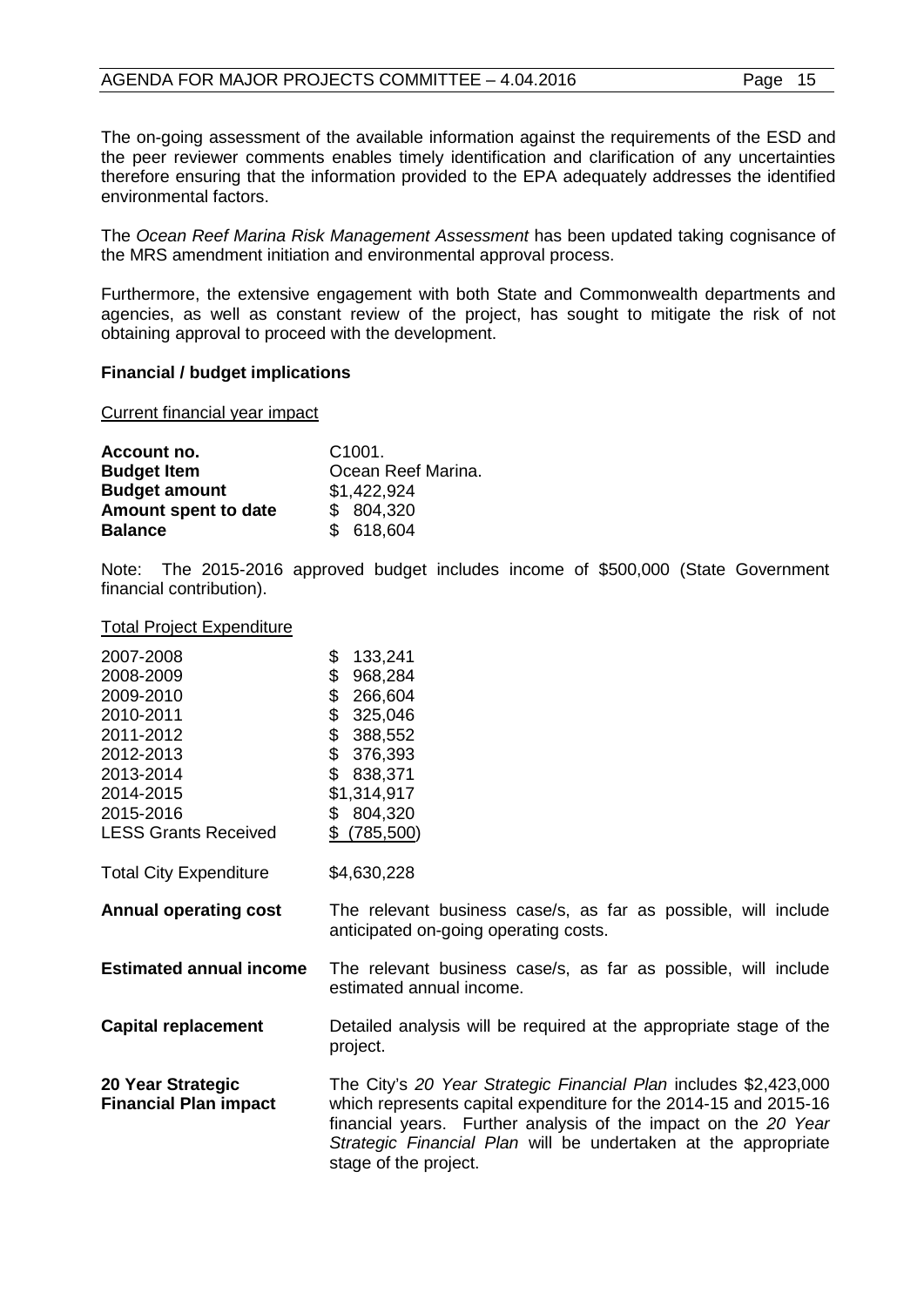The on-going assessment of the available information against the requirements of the ESD and the peer reviewer comments enables timely identification and clarification of any uncertainties therefore ensuring that the information provided to the EPA adequately addresses the identified environmental factors.

The *Ocean Reef Marina Risk Management Assessment* has been updated taking cognisance of the MRS amendment initiation and environmental approval process.

Furthermore, the extensive engagement with both State and Commonwealth departments and agencies, as well as constant review of the project, has sought to mitigate the risk of not obtaining approval to proceed with the development.

**Financial / budget implications**

Current financial year impact

| | |
|---|---|
| **Account no.** | C1001. |
| **Budget Item** | Ocean Reef Marina. |
| **Budget amount** | $1,422,924 |
| **Amount spent to date** | $ 804,320 |
| **Balance** | $ 618,604 |

Note: The 2015-2016 approved budget includes income of $500,000 (State Government financial contribution).

Total Project Expenditure

| | |
|---|---|
| 2007-2008 | $ 133,241 |
| 2008-2009 | $ 968,284 |
| 2009-2010 | $ 266,604 |
| 2010-2011 | $ 325,046 |
| 2011-2012 | $ 388,552 |
| 2012-2013 | $ 376,393 |
| 2013-2014 | $ 838,371 |
| 2014-2015 | $1,314,917 |
| 2015-2016 | $ 804,320 |
| LESS Grants Received | $ (785,500) |
| Total City Expenditure | $4,630,228 |

| | |
|---|---|
| **Annual operating cost** | The relevant business case/s, as far as possible, will include anticipated on-going operating costs. |
| **Estimated annual income** | The relevant business case/s, as far as possible, will include estimated annual income. |
| **Capital replacement** | Detailed analysis will be required at the appropriate stage of the project. |
| **20 Year Strategic Financial Plan impact** | The City's *20 Year Strategic Financial Plan* includes $2,423,000 which represents capital expenditure for the 2014-15 and 2015-16 financial years. Further analysis of the impact on the *20 Year Strategic Financial Plan* will be undertaken at the appropriate stage of the project. |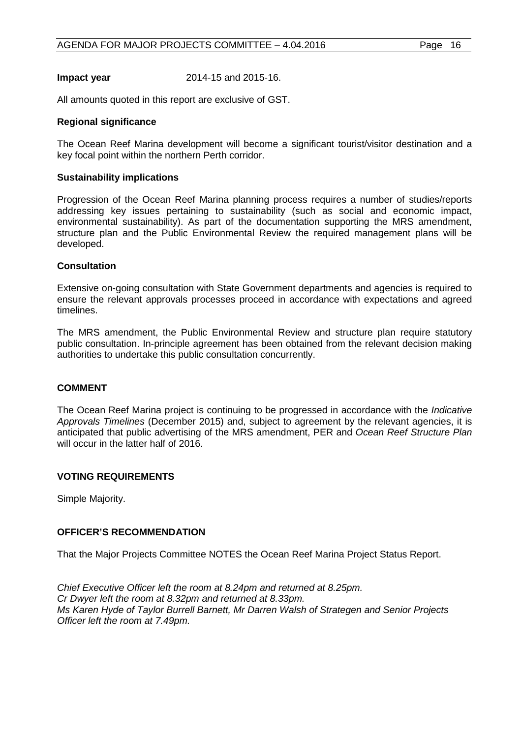**Impact year** 2014-15 and 2015-16.

All amounts quoted in this report are exclusive of GST.

**Regional significance**

The Ocean Reef Marina development will become a significant tourist/visitor destination and a key focal point within the northern Perth corridor.

**Sustainability implications**

Progression of the Ocean Reef Marina planning process requires a number of studies/reports addressing key issues pertaining to sustainability (such as social and economic impact, environmental sustainability). As part of the documentation supporting the MRS amendment, structure plan and the Public Environmental Review the required management plans will be developed.

**Consultation**

Extensive on-going consultation with State Government departments and agencies is required to ensure the relevant approvals processes proceed in accordance with expectations and agreed timelines.

The MRS amendment, the Public Environmental Review and structure plan require statutory public consultation. In-principle agreement has been obtained from the relevant decision making authorities to undertake this public consultation concurrently.

## COMMENT

The Ocean Reef Marina project is continuing to be progressed in accordance with the *Indicative Approvals Timelines* (December 2015) and, subject to agreement by the relevant agencies, it is anticipated that public advertising of the MRS amendment, PER and *Ocean Reef Structure Plan* will occur in the latter half of 2016.

## VOTING REQUIREMENTS

Simple Majority.

## OFFICER'S RECOMMENDATION

That the Major Projects Committee NOTES the Ocean Reef Marina Project Status Report.

*Chief Executive Officer left the room at 8.24pm and returned at 8.25pm.*
*Cr Dwyer left the room at 8.32pm and returned at 8.33pm.*
*Ms Karen Hyde of Taylor Burrell Barnett, Mr Darren Walsh of Strategen and Senior Projects Officer left the room at 7.49pm.*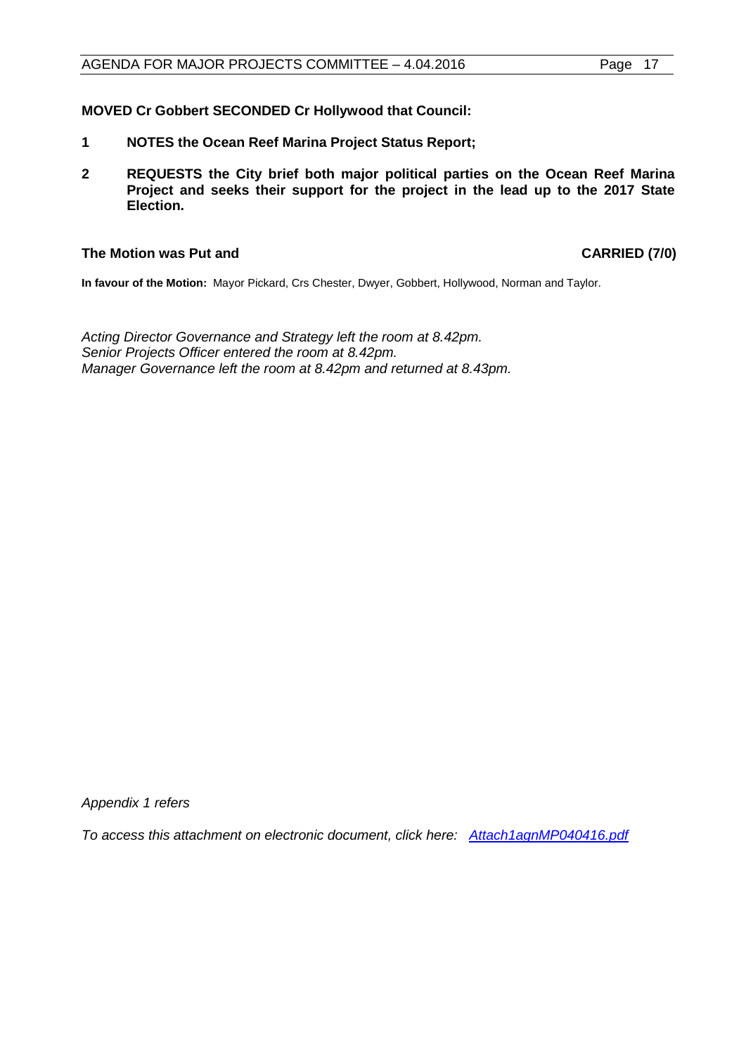**MOVED Cr Gobbert SECONDED Cr Hollywood that Council:**

**1 NOTES the Ocean Reef Marina Project Status Report;**

**2 REQUESTS the City brief both major political parties on the Ocean Reef Marina Project and seeks their support for the project in the lead up to the 2017 State Election.**

**The Motion was Put and CARRIED (7/0)**

**In favour of the Motion:** Mayor Pickard, Crs Chester, Dwyer, Gobbert, Hollywood, Norman and Taylor.

*Acting Director Governance and Strategy left the room at 8.42pm.*
*Senior Projects Officer entered the room at 8.42pm.*
*Manager Governance left the room at 8.42pm and returned at 8.43pm.*

*Appendix 1 refers*

*To access this attachment on electronic document, click here: Attach1agnMP040416.pdf*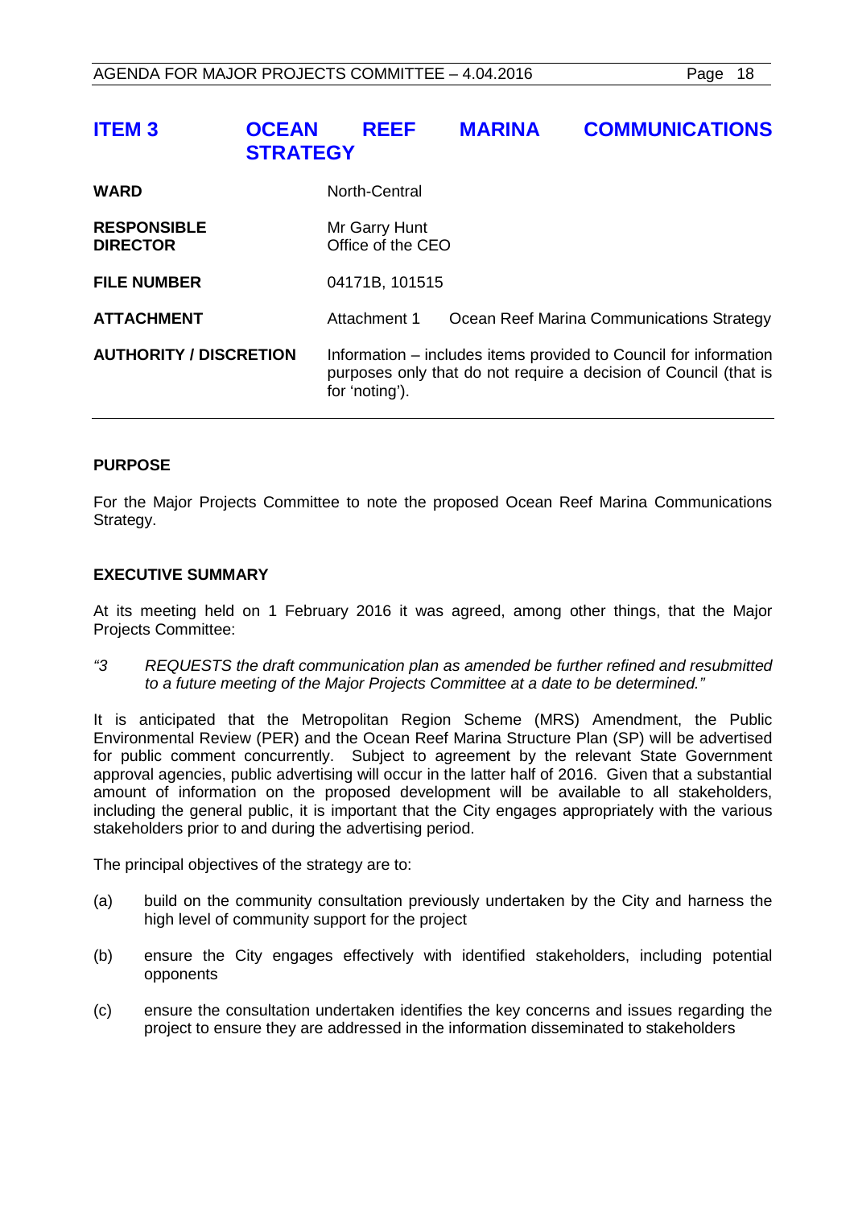# ITEM 3 OCEAN REEF MARINA COMMUNICATIONS STRATEGY

| | | |
|---|---|---|
| **WARD** | North-Central | |
| **RESPONSIBLE DIRECTOR** | Mr Garry Hunt<br>Office of the CEO | |
| **FILE NUMBER** | 04171B, 101515 | |
| **ATTACHMENT** | Attachment 1 | Ocean Reef Marina Communications Strategy |
| **AUTHORITY / DISCRETION** | Information – includes items provided to Council for information purposes only that do not require a decision of Council (that is for 'noting'). | |

## PURPOSE

For the Major Projects Committee to note the proposed Ocean Reef Marina Communications Strategy.

## EXECUTIVE SUMMARY

At its meeting held on 1 February 2016 it was agreed, among other things, that the Major Projects Committee:

*"3 REQUESTS the draft communication plan as amended be further refined and resubmitted to a future meeting of the Major Projects Committee at a date to be determined."*

It is anticipated that the Metropolitan Region Scheme (MRS) Amendment, the Public Environmental Review (PER) and the Ocean Reef Marina Structure Plan (SP) will be advertised for public comment concurrently. Subject to agreement by the relevant State Government approval agencies, public advertising will occur in the latter half of 2016. Given that a substantial amount of information on the proposed development will be available to all stakeholders, including the general public, it is important that the City engages appropriately with the various stakeholders prior to and during the advertising period.

The principal objectives of the strategy are to:

(a) build on the community consultation previously undertaken by the City and harness the high level of community support for the project

(b) ensure the City engages effectively with identified stakeholders, including potential opponents

(c) ensure the consultation undertaken identifies the key concerns and issues regarding the project to ensure they are addressed in the information disseminated to stakeholders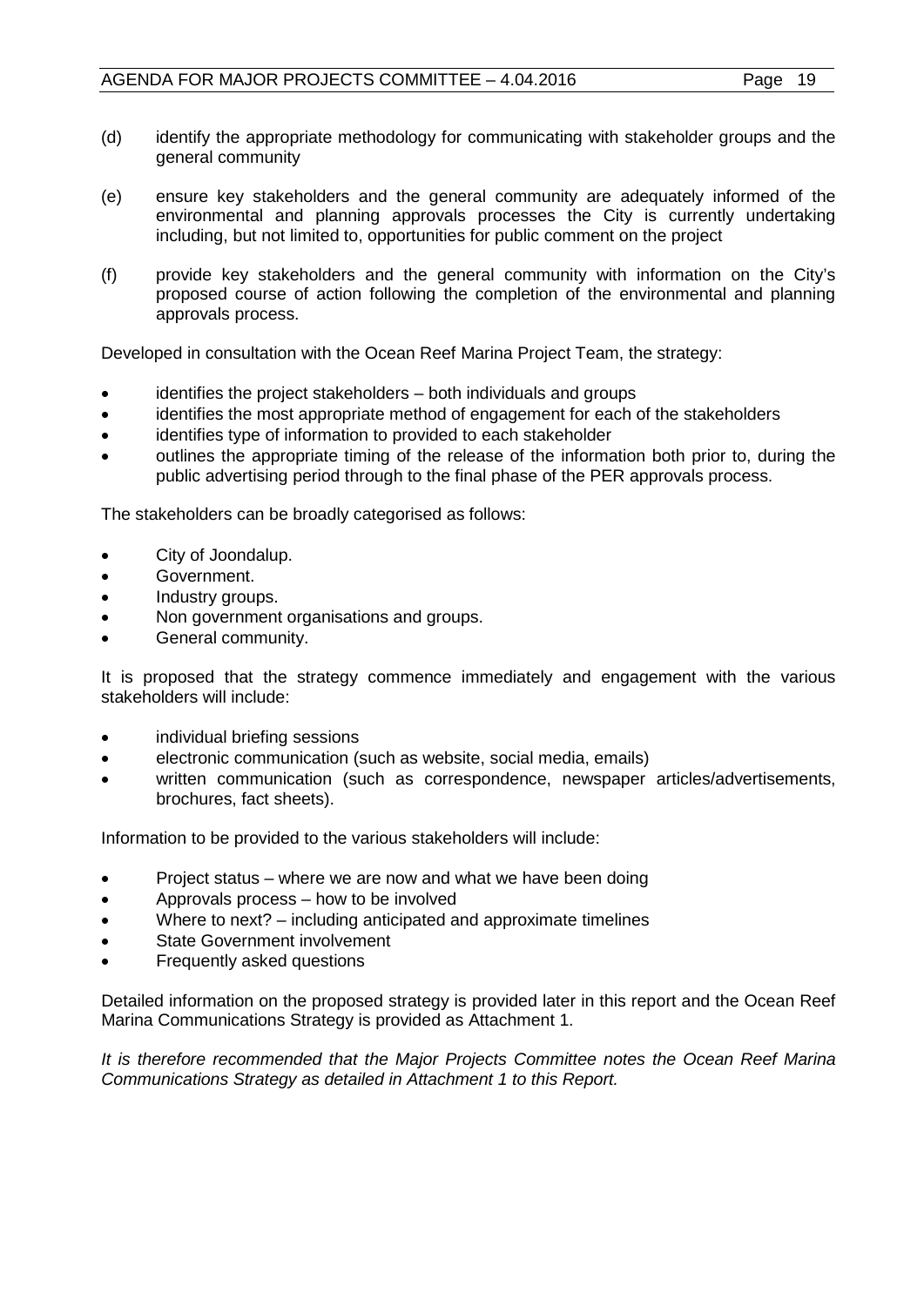(d) identify the appropriate methodology for communicating with stakeholder groups and the general community

(e) ensure key stakeholders and the general community are adequately informed of the environmental and planning approvals processes the City is currently undertaking including, but not limited to, opportunities for public comment on the project

(f) provide key stakeholders and the general community with information on the City's proposed course of action following the completion of the environmental and planning approvals process.

Developed in consultation with the Ocean Reef Marina Project Team, the strategy:

- identifies the project stakeholders – both individuals and groups
- identifies the most appropriate method of engagement for each of the stakeholders
- identifies type of information to provided to each stakeholder
- outlines the appropriate timing of the release of the information both prior to, during the public advertising period through to the final phase of the PER approvals process.

The stakeholders can be broadly categorised as follows:

- City of Joondalup.
- Government.
- Industry groups.
- Non government organisations and groups.
- General community.

It is proposed that the strategy commence immediately and engagement with the various stakeholders will include:

- individual briefing sessions
- electronic communication (such as website, social media, emails)
- written communication (such as correspondence, newspaper articles/advertisements, brochures, fact sheets).

Information to be provided to the various stakeholders will include:

- Project status – where we are now and what we have been doing
- Approvals process – how to be involved
- Where to next? – including anticipated and approximate timelines
- State Government involvement
- Frequently asked questions

Detailed information on the proposed strategy is provided later in this report and the Ocean Reef Marina Communications Strategy is provided as Attachment 1.

*It is therefore recommended that the Major Projects Committee notes the Ocean Reef Marina Communications Strategy as detailed in Attachment 1 to this Report.*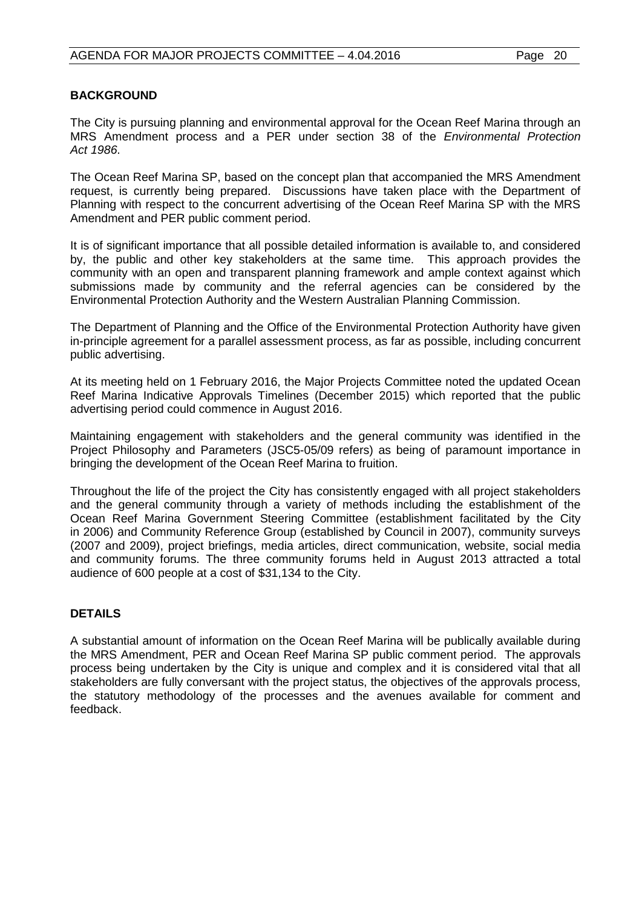## BACKGROUND

The City is pursuing planning and environmental approval for the Ocean Reef Marina through an MRS Amendment process and a PER under section 38 of the *Environmental Protection Act 1986*.

The Ocean Reef Marina SP, based on the concept plan that accompanied the MRS Amendment request, is currently being prepared. Discussions have taken place with the Department of Planning with respect to the concurrent advertising of the Ocean Reef Marina SP with the MRS Amendment and PER public comment period.

It is of significant importance that all possible detailed information is available to, and considered by, the public and other key stakeholders at the same time. This approach provides the community with an open and transparent planning framework and ample context against which submissions made by community and the referral agencies can be considered by the Environmental Protection Authority and the Western Australian Planning Commission.

The Department of Planning and the Office of the Environmental Protection Authority have given in-principle agreement for a parallel assessment process, as far as possible, including concurrent public advertising.

At its meeting held on 1 February 2016, the Major Projects Committee noted the updated Ocean Reef Marina Indicative Approvals Timelines (December 2015) which reported that the public advertising period could commence in August 2016.

Maintaining engagement with stakeholders and the general community was identified in the Project Philosophy and Parameters (JSC5-05/09 refers) as being of paramount importance in bringing the development of the Ocean Reef Marina to fruition.

Throughout the life of the project the City has consistently engaged with all project stakeholders and the general community through a variety of methods including the establishment of the Ocean Reef Marina Government Steering Committee (establishment facilitated by the City in 2006) and Community Reference Group (established by Council in 2007), community surveys (2007 and 2009), project briefings, media articles, direct communication, website, social media and community forums. The three community forums held in August 2013 attracted a total audience of 600 people at a cost of $31,134 to the City.

## DETAILS

A substantial amount of information on the Ocean Reef Marina will be publically available during the MRS Amendment, PER and Ocean Reef Marina SP public comment period. The approvals process being undertaken by the City is unique and complex and it is considered vital that all stakeholders are fully conversant with the project status, the objectives of the approvals process, the statutory methodology of the processes and the avenues available for comment and feedback.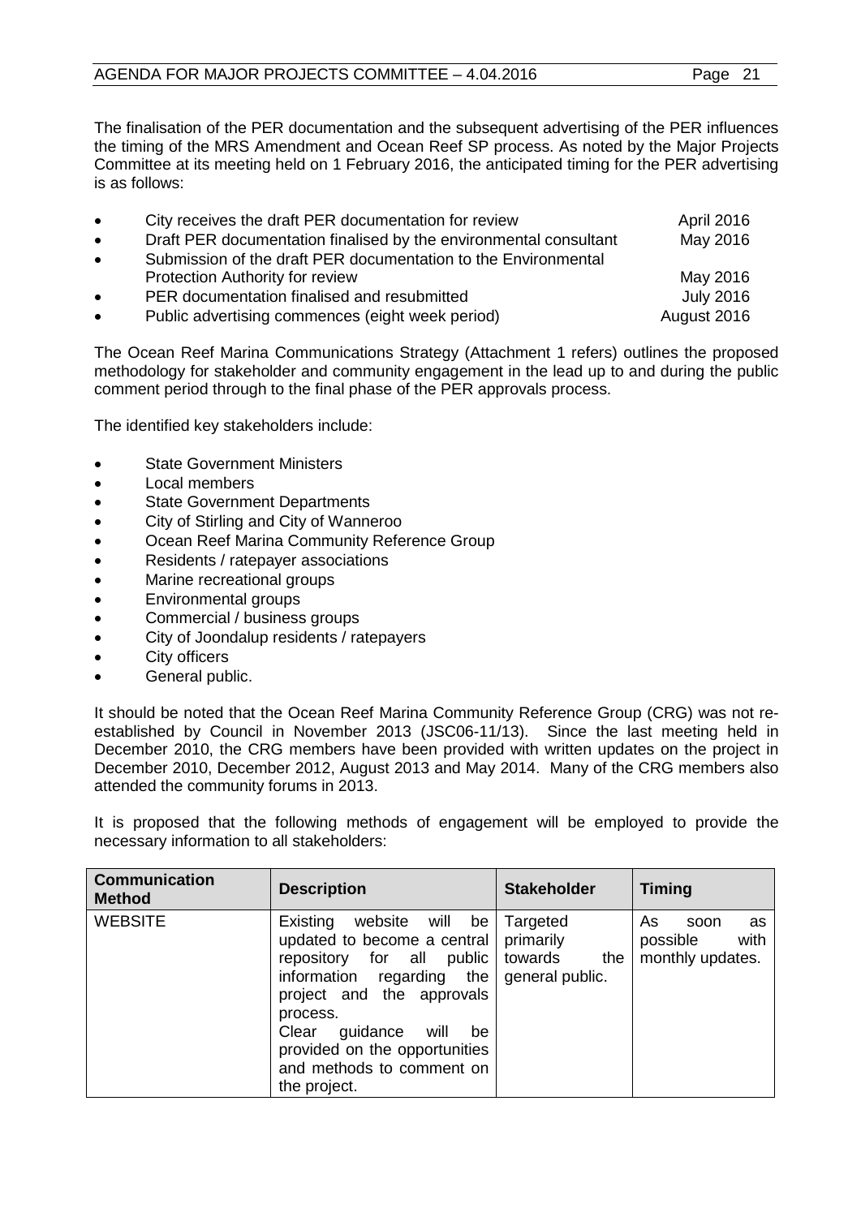The finalisation of the PER documentation and the subsequent advertising of the PER influences the timing of the MRS Amendment and Ocean Reef SP process. As noted by the Major Projects Committee at its meeting held on 1 February 2016, the anticipated timing for the PER advertising is as follows:

- City receives the draft PER documentation for review — April 2016
- Draft PER documentation finalised by the environmental consultant — May 2016
- Submission of the draft PER documentation to the Environmental Protection Authority for review — May 2016
- PER documentation finalised and resubmitted — July 2016
- Public advertising commences (eight week period) — August 2016

The Ocean Reef Marina Communications Strategy (Attachment 1 refers) outlines the proposed methodology for stakeholder and community engagement in the lead up to and during the public comment period through to the final phase of the PER approvals process.

The identified key stakeholders include:

- State Government Ministers
- Local members
- State Government Departments
- City of Stirling and City of Wanneroo
- Ocean Reef Marina Community Reference Group
- Residents / ratepayer associations
- Marine recreational groups
- Environmental groups
- Commercial / business groups
- City of Joondalup residents / ratepayers
- City officers
- General public.

It should be noted that the Ocean Reef Marina Community Reference Group (CRG) was not re-established by Council in November 2013 (JSC06-11/13). Since the last meeting held in December 2010, the CRG members have been provided with written updates on the project in December 2010, December 2012, August 2013 and May 2014. Many of the CRG members also attended the community forums in 2013.

It is proposed that the following methods of engagement will be employed to provide the necessary information to all stakeholders:

| Communication Method | Description | Stakeholder | Timing |
|---|---|---|---|
| WEBSITE | Existing website will be updated to become a central repository for all public information regarding the project and the approvals process.<br>Clear guidance will be provided on the opportunities and methods to comment on the project. | Targeted primarily towards the general public. | As soon as possible with monthly updates. |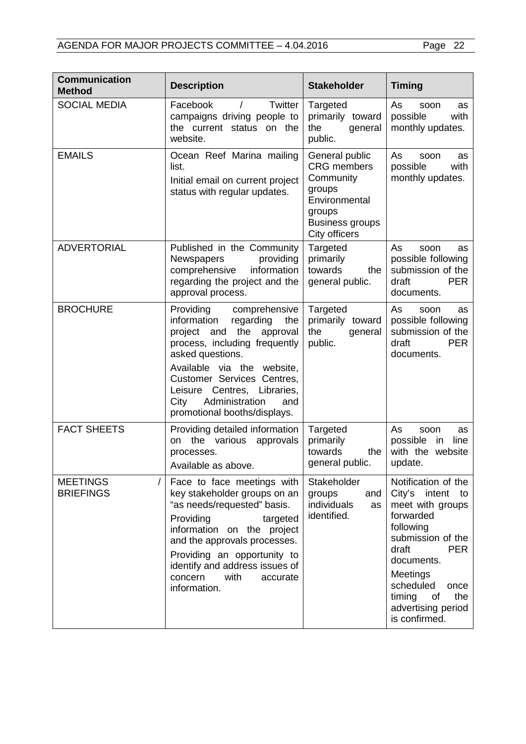| Communication Method | Description | Stakeholder | Timing |
|---|---|---|---|
| SOCIAL MEDIA | Facebook / Twitter campaigns driving people to the current status on the website. | Targeted primarily toward the general public. | As soon as possible with monthly updates. |
| EMAILS | Ocean Reef Marina mailing list.<br>Initial email on current project status with regular updates. | General public<br>CRG members<br>Community groups<br>Environmental groups<br>Business groups<br>City officers | As soon as possible with monthly updates. |
| ADVERTORIAL | Published in the Community Newspapers providing comprehensive information regarding the project and the approval process. | Targeted primarily towards the general public. | As soon as possible following submission of the draft PER documents. |
| BROCHURE | Providing comprehensive information regarding the project and the approval process, including frequently asked questions.<br>Available via the website, Customer Services Centres, Leisure Centres, Libraries, City Administration and promotional booths/displays. | Targeted primarily toward the general public. | As soon as possible following submission of the draft PER documents. |
| FACT SHEETS | Providing detailed information on the various approvals processes.<br>Available as above. | Targeted primarily towards the general public. | As soon as possible in line with the website update. |
| MEETINGS / BRIEFINGS | Face to face meetings with key stakeholder groups on an "as needs/requested" basis.<br>Providing targeted information on the project and the approvals processes.<br>Providing an opportunity to identify and address issues of concern with accurate information. | Stakeholder groups and individuals as identified. | Notification of the City's intent to meet with groups forwarded following submission of the draft PER documents.<br>Meetings scheduled once timing of the advertising period is confirmed. |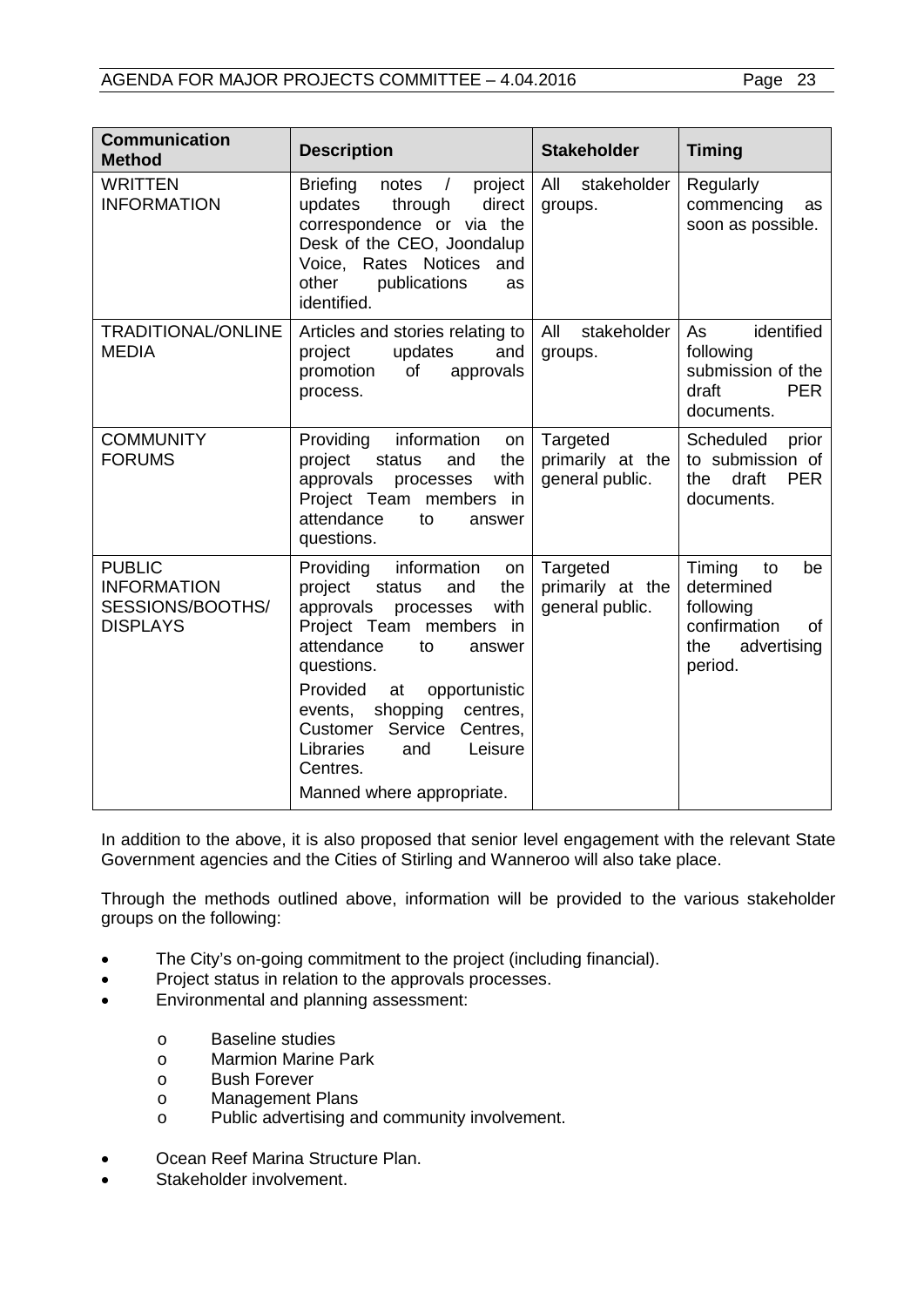| Communication Method | Description | Stakeholder | Timing |
|---|---|---|---|
| WRITTEN INFORMATION | Briefing notes / project updates through direct correspondence or via the Desk of the CEO, Joondalup Voice, Rates Notices and other publications as identified. | All stakeholder groups. | Regularly commencing as soon as possible. |
| TRADITIONAL/ONLINE MEDIA | Articles and stories relating to project updates and promotion of approvals process. | All stakeholder groups. | As identified following submission of the draft PER documents. |
| COMMUNITY FORUMS | Providing information on project status and the approvals processes with Project Team members in attendance to answer questions. | Targeted primarily at the general public. | Scheduled prior to submission of the draft PER documents. |
| PUBLIC INFORMATION SESSIONS/BOOTHS/ DISPLAYS | Providing information on project status and the approvals processes with Project Team members in attendance to answer questions.<br><br>Provided at opportunistic events, shopping centres, Customer Service Centres, Libraries and Leisure Centres.<br><br>Manned where appropriate. | Targeted primarily at the general public. | Timing to be determined following confirmation of the advertising period. |

In addition to the above, it is also proposed that senior level engagement with the relevant State Government agencies and the Cities of Stirling and Wanneroo will also take place.

Through the methods outlined above, information will be provided to the various stakeholder groups on the following:

- The City's on-going commitment to the project (including financial).
- Project status in relation to the approvals processes.
- Environmental and planning assessment:
  - Baseline studies
  - Marmion Marine Park
  - Bush Forever
  - Management Plans
  - Public advertising and community involvement.
- Ocean Reef Marina Structure Plan.
- Stakeholder involvement.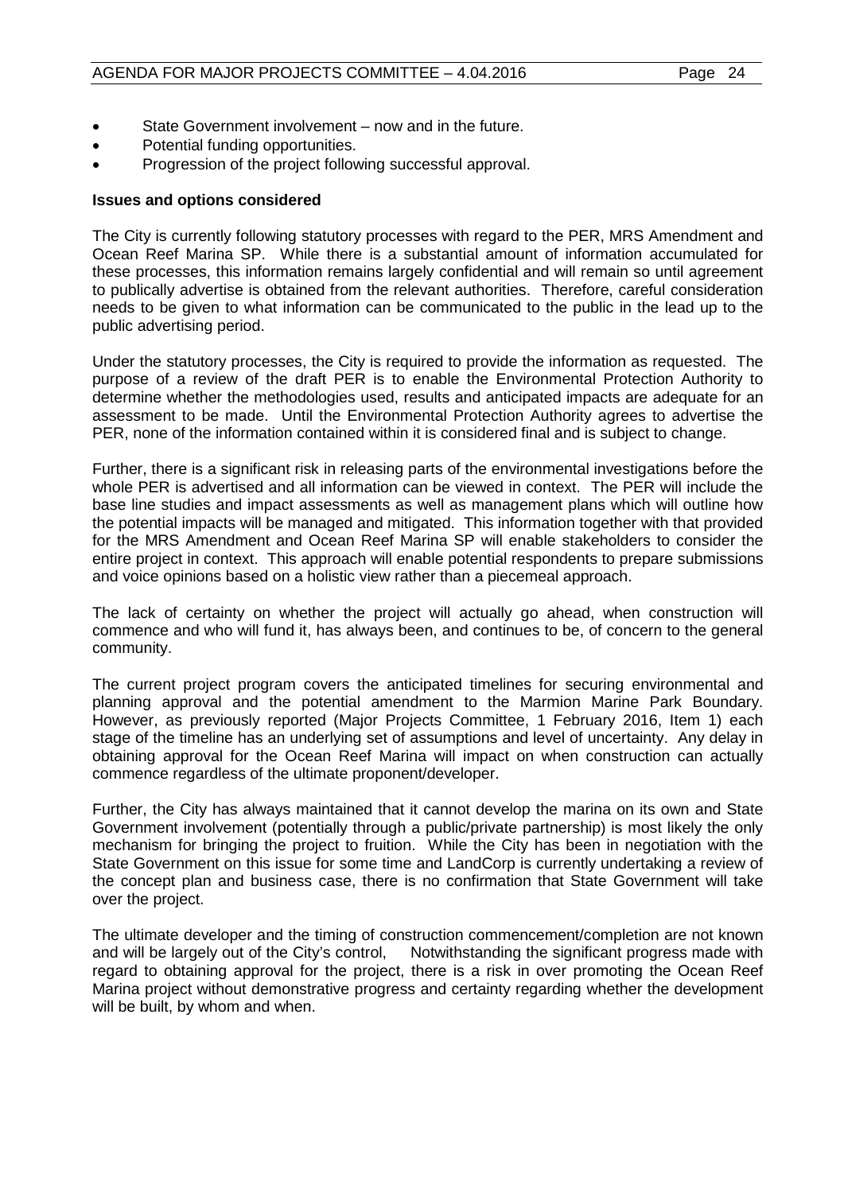- State Government involvement – now and in the future.
- Potential funding opportunities.
- Progression of the project following successful approval.

**Issues and options considered**

The City is currently following statutory processes with regard to the PER, MRS Amendment and Ocean Reef Marina SP. While there is a substantial amount of information accumulated for these processes, this information remains largely confidential and will remain so until agreement to publically advertise is obtained from the relevant authorities. Therefore, careful consideration needs to be given to what information can be communicated to the public in the lead up to the public advertising period.

Under the statutory processes, the City is required to provide the information as requested. The purpose of a review of the draft PER is to enable the Environmental Protection Authority to determine whether the methodologies used, results and anticipated impacts are adequate for an assessment to be made. Until the Environmental Protection Authority agrees to advertise the PER, none of the information contained within it is considered final and is subject to change.

Further, there is a significant risk in releasing parts of the environmental investigations before the whole PER is advertised and all information can be viewed in context. The PER will include the base line studies and impact assessments as well as management plans which will outline how the potential impacts will be managed and mitigated. This information together with that provided for the MRS Amendment and Ocean Reef Marina SP will enable stakeholders to consider the entire project in context. This approach will enable potential respondents to prepare submissions and voice opinions based on a holistic view rather than a piecemeal approach.

The lack of certainty on whether the project will actually go ahead, when construction will commence and who will fund it, has always been, and continues to be, of concern to the general community.

The current project program covers the anticipated timelines for securing environmental and planning approval and the potential amendment to the Marmion Marine Park Boundary. However, as previously reported (Major Projects Committee, 1 February 2016, Item 1) each stage of the timeline has an underlying set of assumptions and level of uncertainty. Any delay in obtaining approval for the Ocean Reef Marina will impact on when construction can actually commence regardless of the ultimate proponent/developer.

Further, the City has always maintained that it cannot develop the marina on its own and State Government involvement (potentially through a public/private partnership) is most likely the only mechanism for bringing the project to fruition. While the City has been in negotiation with the State Government on this issue for some time and LandCorp is currently undertaking a review of the concept plan and business case, there is no confirmation that State Government will take over the project.

The ultimate developer and the timing of construction commencement/completion are not known and will be largely out of the City's control, Notwithstanding the significant progress made with regard to obtaining approval for the project, there is a risk in over promoting the Ocean Reef Marina project without demonstrative progress and certainty regarding whether the development will be built, by whom and when.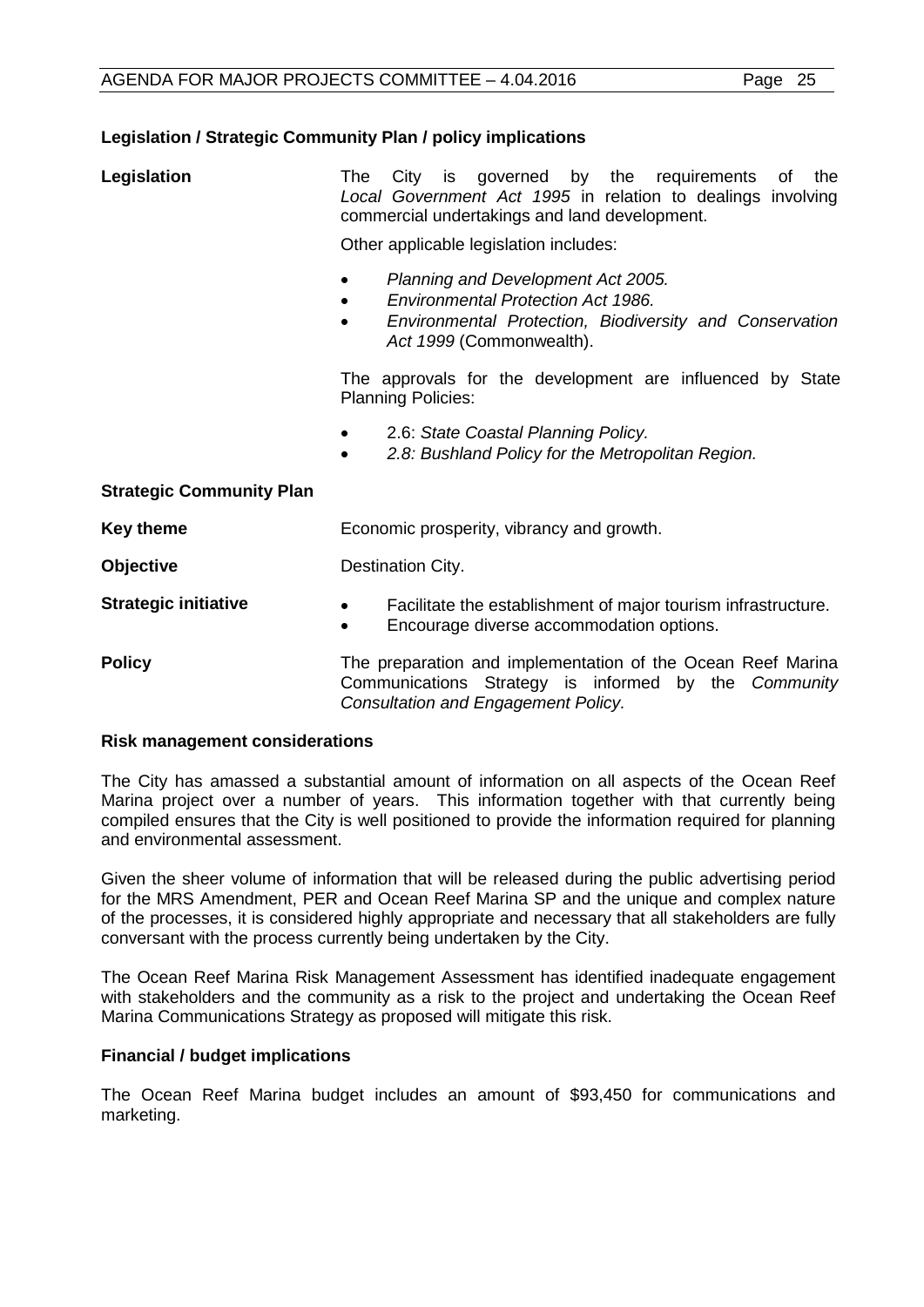### Legislation / Strategic Community Plan / policy implications

**Legislation** The City is governed by the requirements of the *Local Government Act 1995* in relation to dealings involving commercial undertakings and land development.

Other applicable legislation includes:

- *Planning and Development Act 2005.*
- *Environmental Protection Act 1986.*
- *Environmental Protection, Biodiversity and Conservation Act 1999* (Commonwealth).

The approvals for the development are influenced by State Planning Policies:

- 2.6: *State Coastal Planning Policy.*
- *2.8: Bushland Policy for the Metropolitan Region.*

**Strategic Community Plan**

**Key theme** Economic prosperity, vibrancy and growth.

**Objective** Destination City.

**Strategic initiative**

- Facilitate the establishment of major tourism infrastructure.
- Encourage diverse accommodation options.

**Policy** The preparation and implementation of the Ocean Reef Marina Communications Strategy is informed by the *Community Consultation and Engagement Policy.*

### Risk management considerations

The City has amassed a substantial amount of information on all aspects of the Ocean Reef Marina project over a number of years. This information together with that currently being compiled ensures that the City is well positioned to provide the information required for planning and environmental assessment.

Given the sheer volume of information that will be released during the public advertising period for the MRS Amendment, PER and Ocean Reef Marina SP and the unique and complex nature of the processes, it is considered highly appropriate and necessary that all stakeholders are fully conversant with the process currently being undertaken by the City.

The Ocean Reef Marina Risk Management Assessment has identified inadequate engagement with stakeholders and the community as a risk to the project and undertaking the Ocean Reef Marina Communications Strategy as proposed will mitigate this risk.

### Financial / budget implications

The Ocean Reef Marina budget includes an amount of $93,450 for communications and marketing.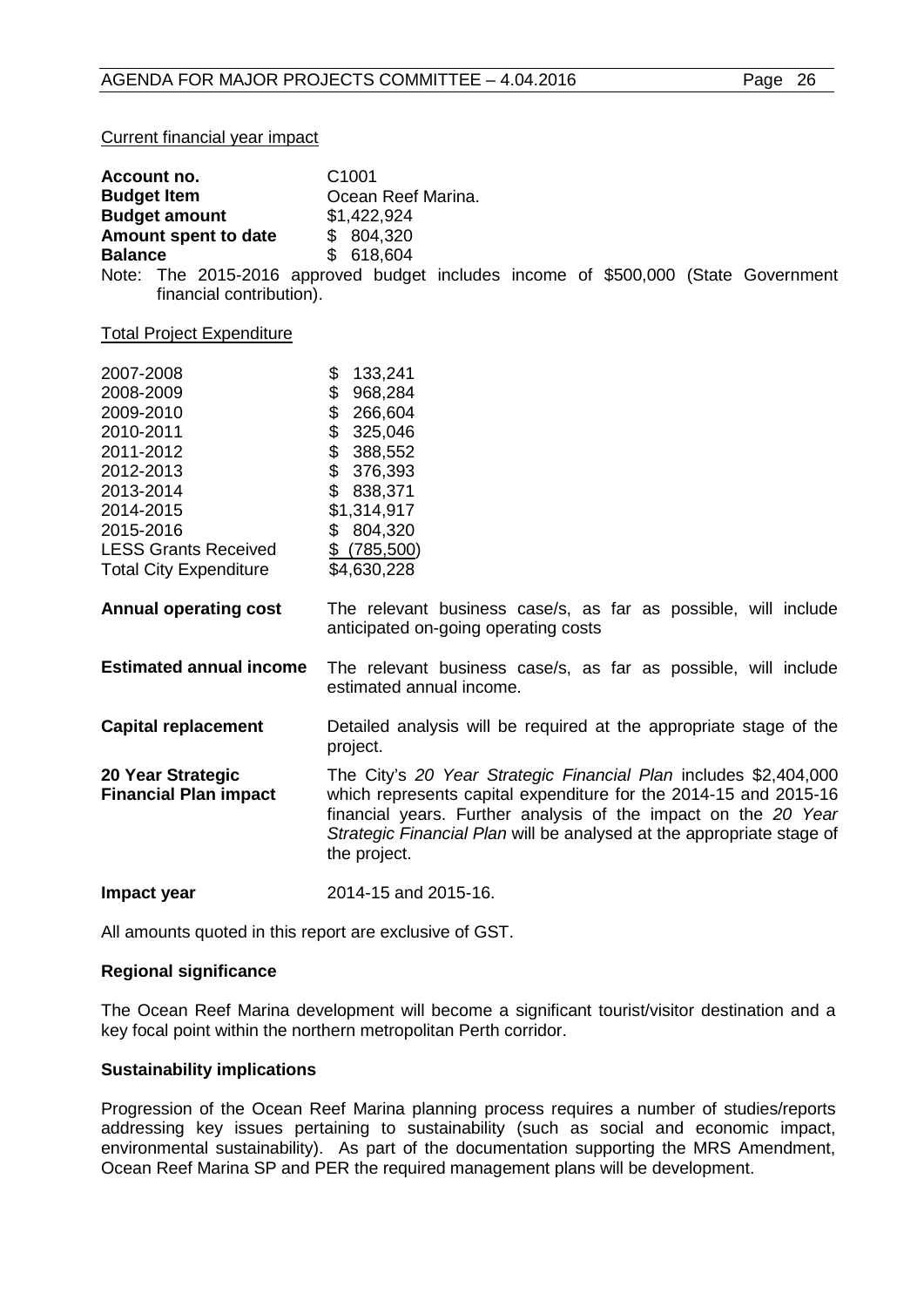<u>Current financial year impact</u>

| | |
|---|---|
| **Account no.** | C1001 |
| **Budget Item** | Ocean Reef Marina. |
| **Budget amount** | $1,422,924 |
| **Amount spent to date** | $ 804,320 |
| **Balance** | $ 618,604 |

Note: The 2015-2016 approved budget includes income of $500,000 (State Government financial contribution).

<u>Total Project Expenditure</u>

| | |
|---|---|
| 2007-2008 | $ 133,241 |
| 2008-2009 | $ 968,284 |
| 2009-2010 | $ 266,604 |
| 2010-2011 | $ 325,046 |
| 2011-2012 | $ 388,552 |
| 2012-2013 | $ 376,393 |
| 2013-2014 | $ 838,371 |
| 2014-2015 | $1,314,917 |
| 2015-2016 | $ 804,320 |
| LESS Grants Received | $ (785,500) |
| Total City Expenditure | $4,630,228 |

| | |
|---|---|
| **Annual operating cost** | The relevant business case/s, as far as possible, will include anticipated on-going operating costs |
| **Estimated annual income** | The relevant business case/s, as far as possible, will include estimated annual income. |
| **Capital replacement** | Detailed analysis will be required at the appropriate stage of the project. |
| **20 Year Strategic Financial Plan impact** | The City's *20 Year Strategic Financial Plan* includes $2,404,000 which represents capital expenditure for the 2014-15 and 2015-16 financial years. Further analysis of the impact on the *20 Year Strategic Financial Plan* will be analysed at the appropriate stage of the project. |
| **Impact year** | 2014-15 and 2015-16. |

All amounts quoted in this report are exclusive of GST.

**Regional significance**

The Ocean Reef Marina development will become a significant tourist/visitor destination and a key focal point within the northern metropolitan Perth corridor.

**Sustainability implications**

Progression of the Ocean Reef Marina planning process requires a number of studies/reports addressing key issues pertaining to sustainability (such as social and economic impact, environmental sustainability). As part of the documentation supporting the MRS Amendment, Ocean Reef Marina SP and PER the required management plans will be development.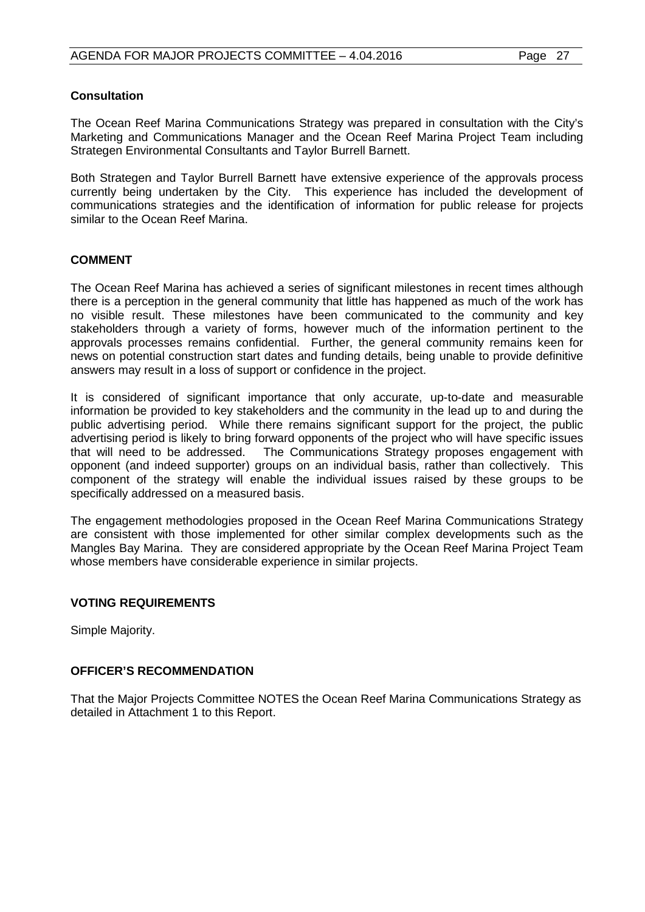### Consultation

The Ocean Reef Marina Communications Strategy was prepared in consultation with the City's Marketing and Communications Manager and the Ocean Reef Marina Project Team including Strategen Environmental Consultants and Taylor Burrell Barnett.

Both Strategen and Taylor Burrell Barnett have extensive experience of the approvals process currently being undertaken by the City. This experience has included the development of communications strategies and the identification of information for public release for projects similar to the Ocean Reef Marina.

## COMMENT

The Ocean Reef Marina has achieved a series of significant milestones in recent times although there is a perception in the general community that little has happened as much of the work has no visible result. These milestones have been communicated to the community and key stakeholders through a variety of forms, however much of the information pertinent to the approvals processes remains confidential. Further, the general community remains keen for news on potential construction start dates and funding details, being unable to provide definitive answers may result in a loss of support or confidence in the project.

It is considered of significant importance that only accurate, up-to-date and measurable information be provided to key stakeholders and the community in the lead up to and during the public advertising period. While there remains significant support for the project, the public advertising period is likely to bring forward opponents of the project who will have specific issues that will need to be addressed. The Communications Strategy proposes engagement with opponent (and indeed supporter) groups on an individual basis, rather than collectively. This component of the strategy will enable the individual issues raised by these groups to be specifically addressed on a measured basis.

The engagement methodologies proposed in the Ocean Reef Marina Communications Strategy are consistent with those implemented for other similar complex developments such as the Mangles Bay Marina. They are considered appropriate by the Ocean Reef Marina Project Team whose members have considerable experience in similar projects.

## VOTING REQUIREMENTS

Simple Majority.

## OFFICER'S RECOMMENDATION

That the Major Projects Committee NOTES the Ocean Reef Marina Communications Strategy as detailed in Attachment 1 to this Report.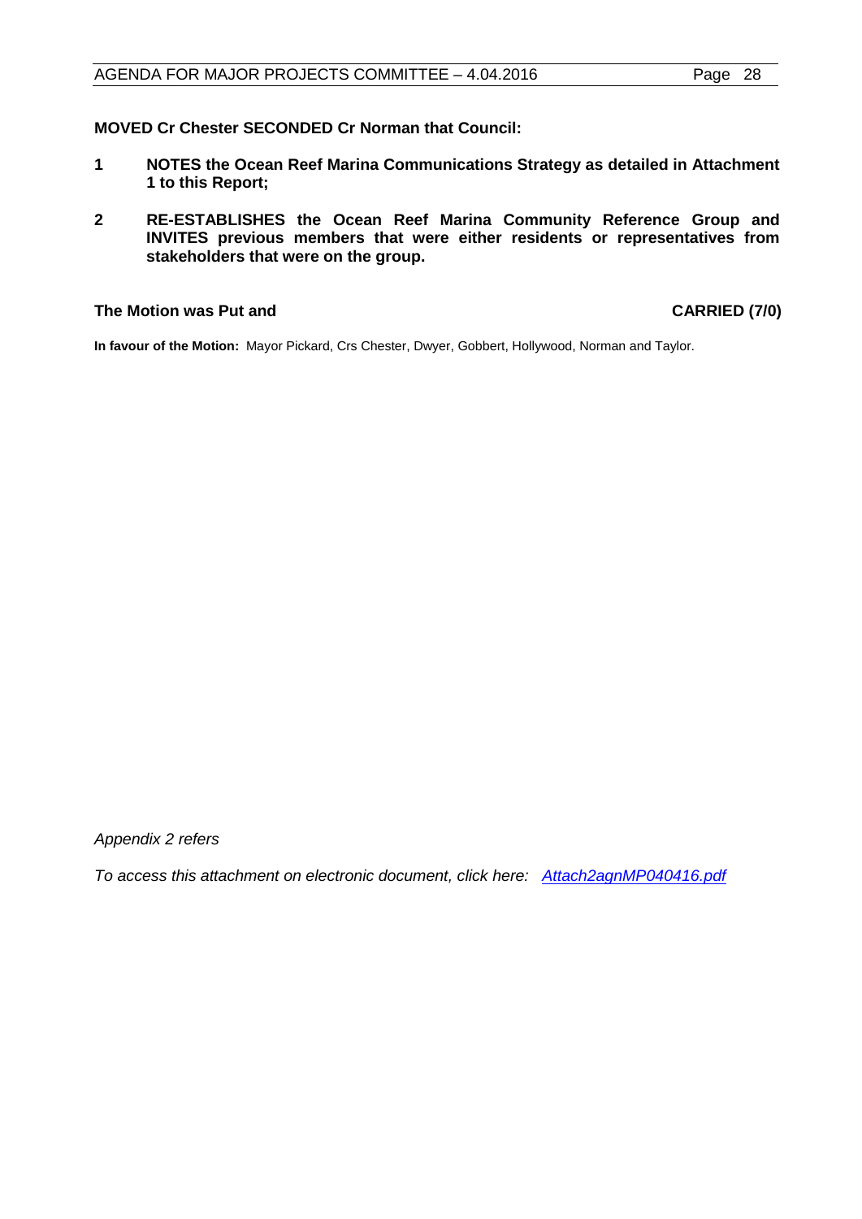**MOVED Cr Chester SECONDED Cr Norman that Council:**

1. **NOTES the Ocean Reef Marina Communications Strategy as detailed in Attachment 1 to this Report;**

2. **RE-ESTABLISHES the Ocean Reef Marina Community Reference Group and INVITES previous members that were either residents or representatives from stakeholders that were on the group.**

**The Motion was Put and** **CARRIED (7/0)**

**In favour of the Motion:** Mayor Pickard, Crs Chester, Dwyer, Gobbert, Hollywood, Norman and Taylor.

*Appendix 2 refers*

*To access this attachment on electronic document, click here: Attach2agnMP040416.pdf*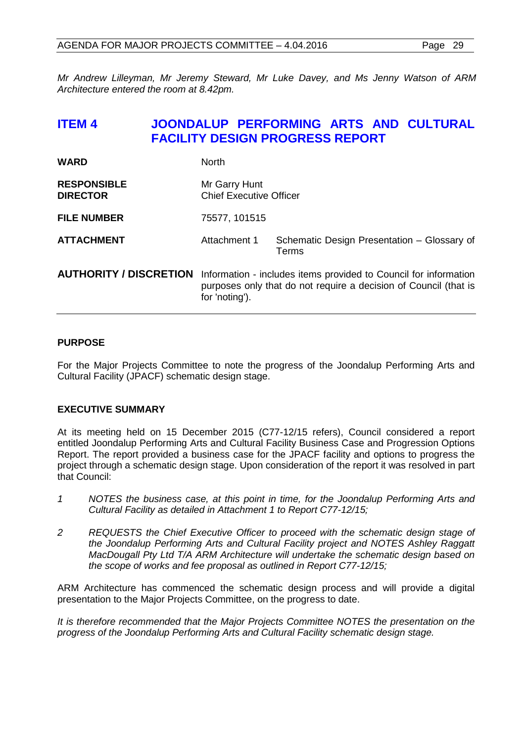*Mr Andrew Lilleyman, Mr Jeremy Steward, Mr Luke Davey, and Ms Jenny Watson of ARM Architecture entered the room at 8.42pm.*

## ITEM 4 JOONDALUP PERFORMING ARTS AND CULTURAL FACILITY DESIGN PROGRESS REPORT

| | | |
|---|---|---|
| **WARD** | North | |
| **RESPONSIBLE DIRECTOR** | Mr Garry Hunt<br>Chief Executive Officer | |
| **FILE NUMBER** | 75577, 101515 | |
| **ATTACHMENT** | Attachment 1 | Schematic Design Presentation – Glossary of Terms |
| **AUTHORITY / DISCRETION** | Information - includes items provided to Council for information purposes only that do not require a decision of Council (that is for 'noting'). | |

### PURPOSE

For the Major Projects Committee to note the progress of the Joondalup Performing Arts and Cultural Facility (JPACF) schematic design stage.

### EXECUTIVE SUMMARY

At its meeting held on 15 December 2015 (C77-12/15 refers), Council considered a report entitled Joondalup Performing Arts and Cultural Facility Business Case and Progression Options Report. The report provided a business case for the JPACF facility and options to progress the project through a schematic design stage. Upon consideration of the report it was resolved in part that Council:

1. *NOTES the business case, at this point in time, for the Joondalup Performing Arts and Cultural Facility as detailed in Attachment 1 to Report C77-12/15;*

2. *REQUESTS the Chief Executive Officer to proceed with the schematic design stage of the Joondalup Performing Arts and Cultural Facility project and NOTES Ashley Raggatt MacDougall Pty Ltd T/A ARM Architecture will undertake the schematic design based on the scope of works and fee proposal as outlined in Report C77-12/15;*

ARM Architecture has commenced the schematic design process and will provide a digital presentation to the Major Projects Committee, on the progress to date.

*It is therefore recommended that the Major Projects Committee NOTES the presentation on the progress of the Joondalup Performing Arts and Cultural Facility schematic design stage.*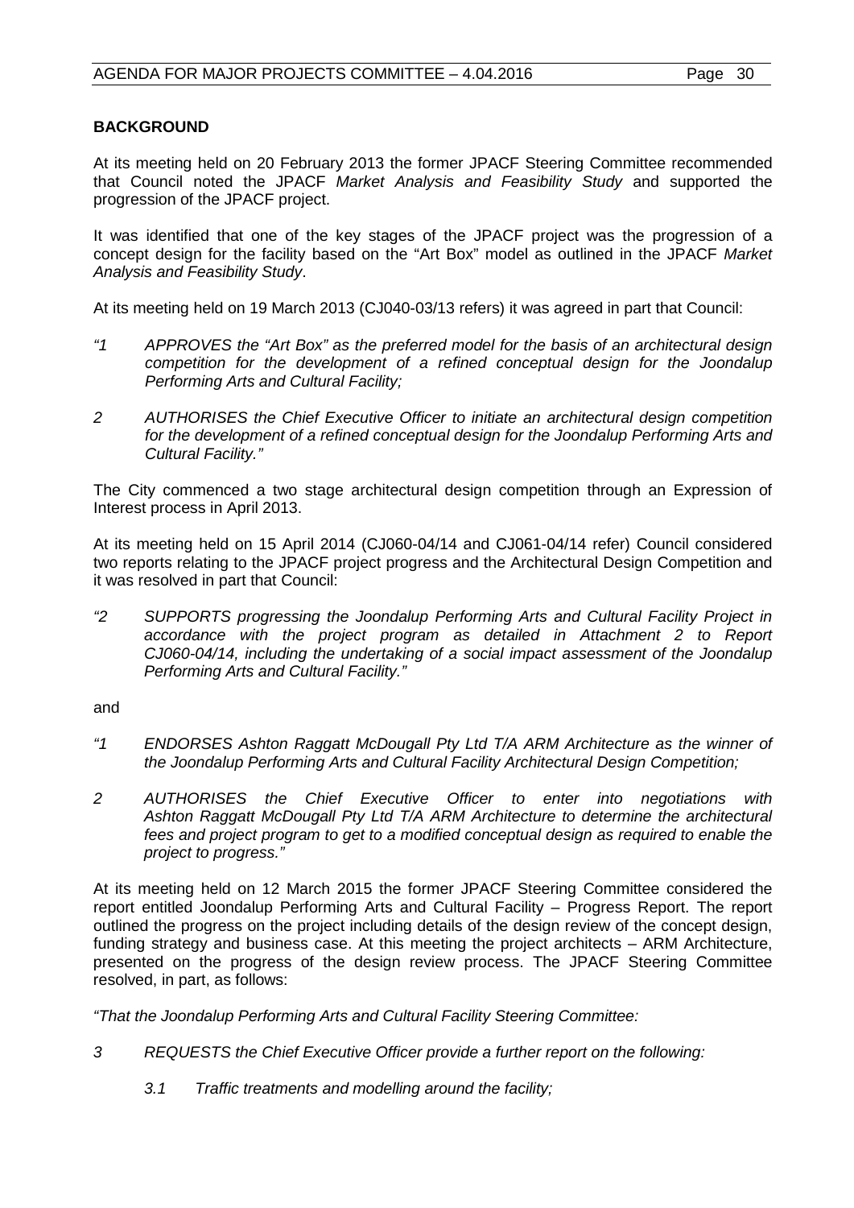**BACKGROUND**

At its meeting held on 20 February 2013 the former JPACF Steering Committee recommended that Council noted the JPACF *Market Analysis and Feasibility Study* and supported the progression of the JPACF project.

It was identified that one of the key stages of the JPACF project was the progression of a concept design for the facility based on the "Art Box" model as outlined in the JPACF *Market Analysis and Feasibility Study*.

At its meeting held on 19 March 2013 (CJ040-03/13 refers) it was agreed in part that Council:

*"1 APPROVES the "Art Box" as the preferred model for the basis of an architectural design competition for the development of a refined conceptual design for the Joondalup Performing Arts and Cultural Facility;*

*2 AUTHORISES the Chief Executive Officer to initiate an architectural design competition for the development of a refined conceptual design for the Joondalup Performing Arts and Cultural Facility."*

The City commenced a two stage architectural design competition through an Expression of Interest process in April 2013.

At its meeting held on 15 April 2014 (CJ060-04/14 and CJ061-04/14 refer) Council considered two reports relating to the JPACF project progress and the Architectural Design Competition and it was resolved in part that Council:

*"2 SUPPORTS progressing the Joondalup Performing Arts and Cultural Facility Project in accordance with the project program as detailed in Attachment 2 to Report CJ060-04/14, including the undertaking of a social impact assessment of the Joondalup Performing Arts and Cultural Facility."*

and

*"1 ENDORSES Ashton Raggatt McDougall Pty Ltd T/A ARM Architecture as the winner of the Joondalup Performing Arts and Cultural Facility Architectural Design Competition;*

*2 AUTHORISES the Chief Executive Officer to enter into negotiations with Ashton Raggatt McDougall Pty Ltd T/A ARM Architecture to determine the architectural fees and project program to get to a modified conceptual design as required to enable the project to progress."*

At its meeting held on 12 March 2015 the former JPACF Steering Committee considered the report entitled Joondalup Performing Arts and Cultural Facility – Progress Report. The report outlined the progress on the project including details of the design review of the concept design, funding strategy and business case. At this meeting the project architects – ARM Architecture, presented on the progress of the design review process. The JPACF Steering Committee resolved, in part, as follows:

*"That the Joondalup Performing Arts and Cultural Facility Steering Committee:*

*3 REQUESTS the Chief Executive Officer provide a further report on the following:*

*3.1 Traffic treatments and modelling around the facility;*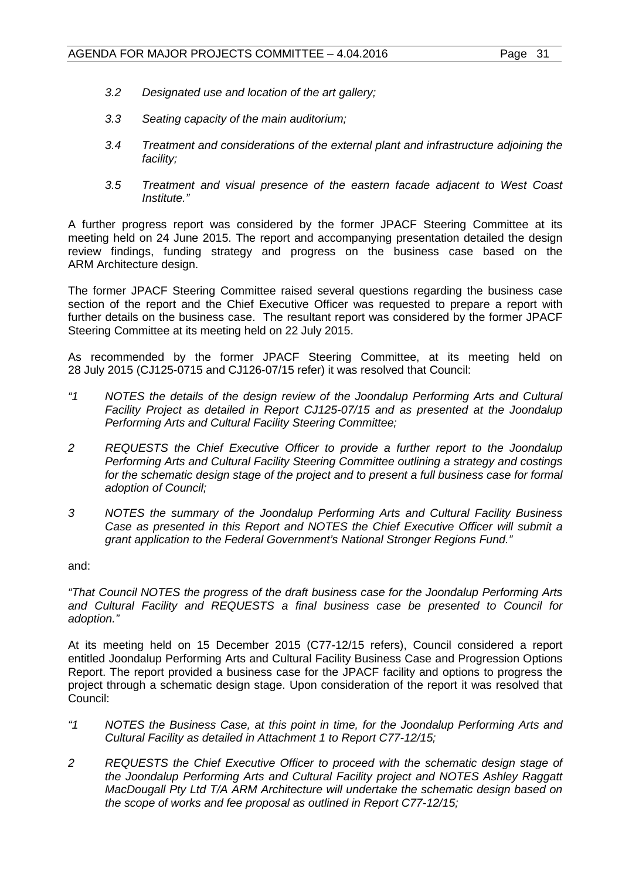*3.2 Designated use and location of the art gallery;*

*3.3 Seating capacity of the main auditorium;*

*3.4 Treatment and considerations of the external plant and infrastructure adjoining the facility;*

*3.5 Treatment and visual presence of the eastern facade adjacent to West Coast Institute."*

A further progress report was considered by the former JPACF Steering Committee at its meeting held on 24 June 2015. The report and accompanying presentation detailed the design review findings, funding strategy and progress on the business case based on the ARM Architecture design.

The former JPACF Steering Committee raised several questions regarding the business case section of the report and the Chief Executive Officer was requested to prepare a report with further details on the business case. The resultant report was considered by the former JPACF Steering Committee at its meeting held on 22 July 2015.

As recommended by the former JPACF Steering Committee, at its meeting held on 28 July 2015 (CJ125-0715 and CJ126-07/15 refer) it was resolved that Council:

*"1 NOTES the details of the design review of the Joondalup Performing Arts and Cultural Facility Project as detailed in Report CJ125-07/15 and as presented at the Joondalup Performing Arts and Cultural Facility Steering Committee;*

*2 REQUESTS the Chief Executive Officer to provide a further report to the Joondalup Performing Arts and Cultural Facility Steering Committee outlining a strategy and costings for the schematic design stage of the project and to present a full business case for formal adoption of Council;*

*3 NOTES the summary of the Joondalup Performing Arts and Cultural Facility Business Case as presented in this Report and NOTES the Chief Executive Officer will submit a grant application to the Federal Government's National Stronger Regions Fund."*

and:

*"That Council NOTES the progress of the draft business case for the Joondalup Performing Arts and Cultural Facility and REQUESTS a final business case be presented to Council for adoption."*

At its meeting held on 15 December 2015 (C77-12/15 refers), Council considered a report entitled Joondalup Performing Arts and Cultural Facility Business Case and Progression Options Report. The report provided a business case for the JPACF facility and options to progress the project through a schematic design stage. Upon consideration of the report it was resolved that Council:

*"1 NOTES the Business Case, at this point in time, for the Joondalup Performing Arts and Cultural Facility as detailed in Attachment 1 to Report C77-12/15;*

*2 REQUESTS the Chief Executive Officer to proceed with the schematic design stage of the Joondalup Performing Arts and Cultural Facility project and NOTES Ashley Raggatt MacDougall Pty Ltd T/A ARM Architecture will undertake the schematic design based on the scope of works and fee proposal as outlined in Report C77-12/15;*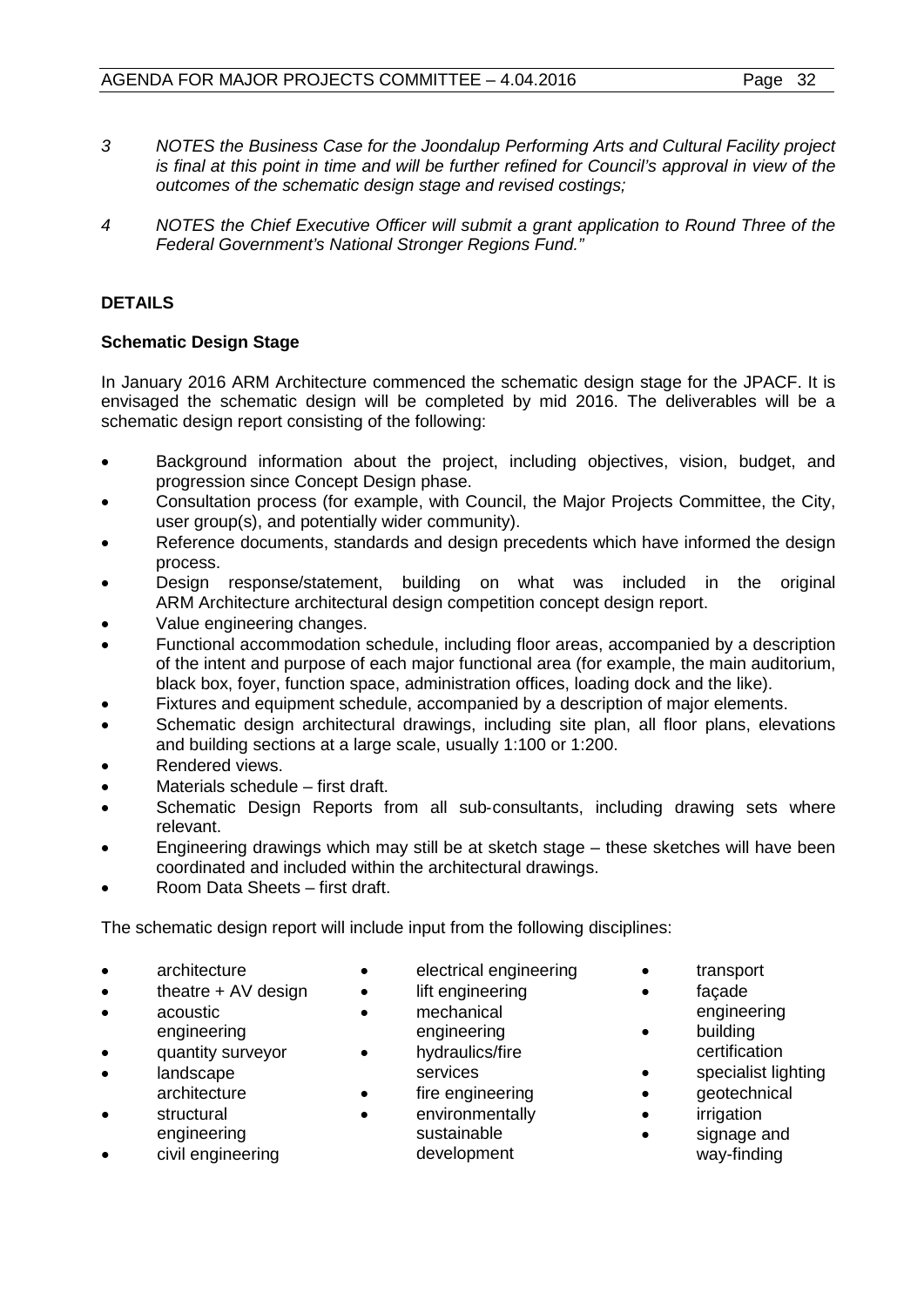*3 NOTES the Business Case for the Joondalup Performing Arts and Cultural Facility project is final at this point in time and will be further refined for Council's approval in view of the outcomes of the schematic design stage and revised costings;*

*4 NOTES the Chief Executive Officer will submit a grant application to Round Three of the Federal Government's National Stronger Regions Fund."*

## DETAILS

### Schematic Design Stage

In January 2016 ARM Architecture commenced the schematic design stage for the JPACF. It is envisaged the schematic design will be completed by mid 2016. The deliverables will be a schematic design report consisting of the following:

- Background information about the project, including objectives, vision, budget, and progression since Concept Design phase.
- Consultation process (for example, with Council, the Major Projects Committee, the City, user group(s), and potentially wider community).
- Reference documents, standards and design precedents which have informed the design process.
- Design response/statement, building on what was included in the original ARM Architecture architectural design competition concept design report.
- Value engineering changes.
- Functional accommodation schedule, including floor areas, accompanied by a description of the intent and purpose of each major functional area (for example, the main auditorium, black box, foyer, function space, administration offices, loading dock and the like).
- Fixtures and equipment schedule, accompanied by a description of major elements.
- Schematic design architectural drawings, including site plan, all floor plans, elevations and building sections at a large scale, usually 1:100 or 1:200.
- Rendered views.
- Materials schedule – first draft.
- Schematic Design Reports from all sub-consultants, including drawing sets where relevant.
- Engineering drawings which may still be at sketch stage – these sketches will have been coordinated and included within the architectural drawings.
- Room Data Sheets – first draft.

The schematic design report will include input from the following disciplines:

- architecture
- theatre + AV design
- acoustic engineering
- quantity surveyor
- landscape architecture
- structural engineering
- civil engineering
- electrical engineering
- lift engineering
- mechanical engineering
- hydraulics/fire services
- fire engineering
- environmentally sustainable development
- transport
- façade engineering
- building certification
- specialist lighting
- geotechnical
- irrigation
- signage and way-finding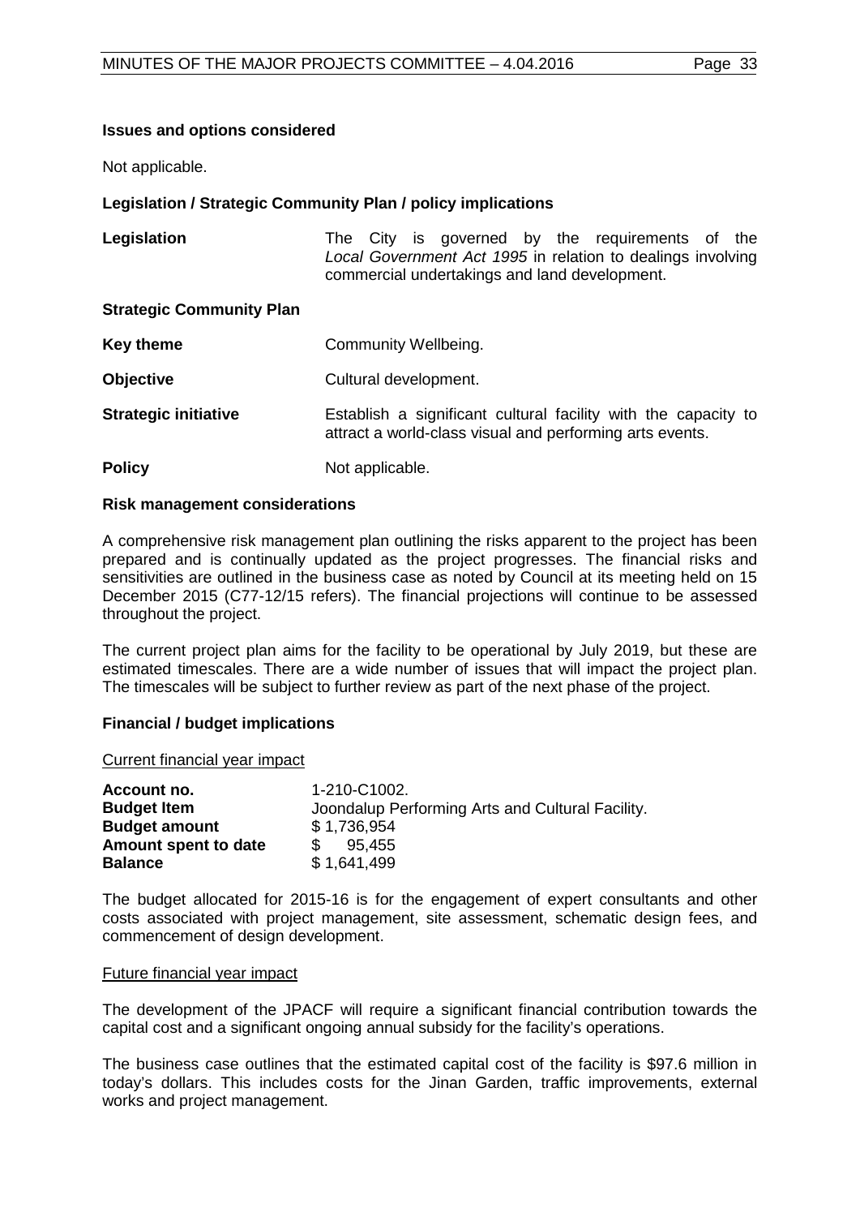**Issues and options considered**

Not applicable.

**Legislation / Strategic Community Plan / policy implications**

| | |
|---|---|
| **Legislation** | The City is governed by the requirements of the *Local Government Act 1995* in relation to dealings involving commercial undertakings and land development. |
| **Strategic Community Plan** | |
| **Key theme** | Community Wellbeing. |
| **Objective** | Cultural development. |
| **Strategic initiative** | Establish a significant cultural facility with the capacity to attract a world-class visual and performing arts events. |
| **Policy** | Not applicable. |

**Risk management considerations**

A comprehensive risk management plan outlining the risks apparent to the project has been prepared and is continually updated as the project progresses. The financial risks and sensitivities are outlined in the business case as noted by Council at its meeting held on 15 December 2015 (C77-12/15 refers). The financial projections will continue to be assessed throughout the project.

The current project plan aims for the facility to be operational by July 2019, but these are estimated timescales. There are a wide number of issues that will impact the project plan. The timescales will be subject to further review as part of the next phase of the project.

**Financial / budget implications**

Current financial year impact

| | |
|---|---|
| **Account no.** | 1-210-C1002. |
| **Budget Item** | Joondalup Performing Arts and Cultural Facility. |
| **Budget amount** | $ 1,736,954 |
| **Amount spent to date** | $ 95,455 |
| **Balance** | $ 1,641,499 |

The budget allocated for 2015-16 is for the engagement of expert consultants and other costs associated with project management, site assessment, schematic design fees, and commencement of design development.

Future financial year impact

The development of the JPACF will require a significant financial contribution towards the capital cost and a significant ongoing annual subsidy for the facility's operations.

The business case outlines that the estimated capital cost of the facility is $97.6 million in today's dollars. This includes costs for the Jinan Garden, traffic improvements, external works and project management.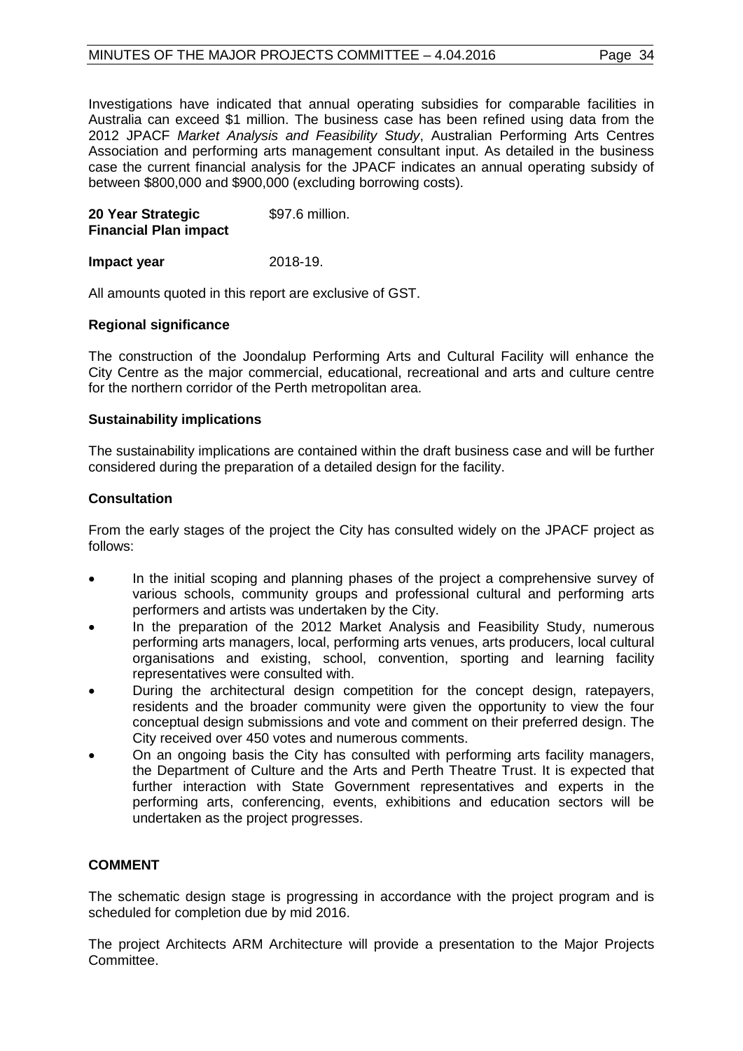Investigations have indicated that annual operating subsidies for comparable facilities in Australia can exceed $1 million. The business case has been refined using data from the 2012 JPACF *Market Analysis and Feasibility Study*, Australian Performing Arts Centres Association and performing arts management consultant input. As detailed in the business case the current financial analysis for the JPACF indicates an annual operating subsidy of between $800,000 and $900,000 (excluding borrowing costs).

| | |
|---|---|
| **20 Year Strategic Financial Plan impact** | $97.6 million. |
| **Impact year** | 2018-19. |

All amounts quoted in this report are exclusive of GST.

**Regional significance**

The construction of the Joondalup Performing Arts and Cultural Facility will enhance the City Centre as the major commercial, educational, recreational and arts and culture centre for the northern corridor of the Perth metropolitan area.

**Sustainability implications**

The sustainability implications are contained within the draft business case and will be further considered during the preparation of a detailed design for the facility.

**Consultation**

From the early stages of the project the City has consulted widely on the JPACF project as follows:

- In the initial scoping and planning phases of the project a comprehensive survey of various schools, community groups and professional cultural and performing arts performers and artists was undertaken by the City.
- In the preparation of the 2012 Market Analysis and Feasibility Study, numerous performing arts managers, local, performing arts venues, arts producers, local cultural organisations and existing, school, convention, sporting and learning facility representatives were consulted with.
- During the architectural design competition for the concept design, ratepayers, residents and the broader community were given the opportunity to view the four conceptual design submissions and vote and comment on their preferred design. The City received over 450 votes and numerous comments.
- On an ongoing basis the City has consulted with performing arts facility managers, the Department of Culture and the Arts and Perth Theatre Trust. It is expected that further interaction with State Government representatives and experts in the performing arts, conferencing, events, exhibitions and education sectors will be undertaken as the project progresses.

**COMMENT**

The schematic design stage is progressing in accordance with the project program and is scheduled for completion due by mid 2016.

The project Architects ARM Architecture will provide a presentation to the Major Projects Committee.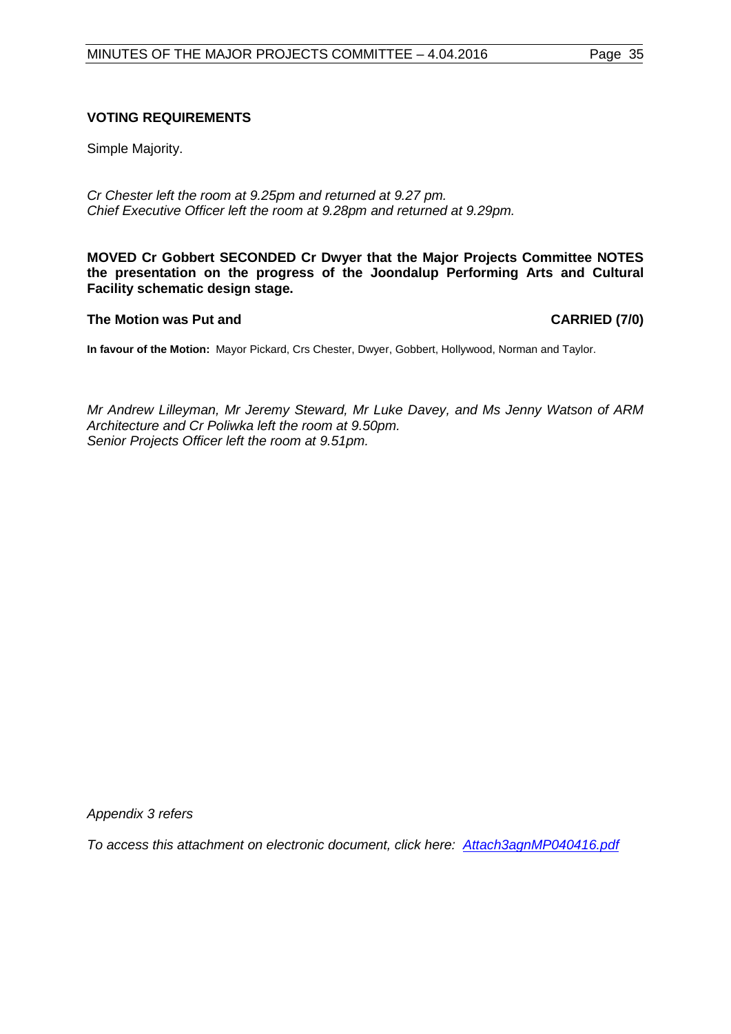**VOTING REQUIREMENTS**

Simple Majority.

*Cr Chester left the room at 9.25pm and returned at 9.27 pm.*
*Chief Executive Officer left the room at 9.28pm and returned at 9.29pm.*

**MOVED Cr Gobbert SECONDED Cr Dwyer that the Major Projects Committee NOTES the presentation on the progress of the Joondalup Performing Arts and Cultural Facility schematic design stage.**

**The Motion was Put and CARRIED (7/0)**

**In favour of the Motion:** Mayor Pickard, Crs Chester, Dwyer, Gobbert, Hollywood, Norman and Taylor.

*Mr Andrew Lilleyman, Mr Jeremy Steward, Mr Luke Davey, and Ms Jenny Watson of ARM Architecture and Cr Poliwka left the room at 9.50pm.*
*Senior Projects Officer left the room at 9.51pm.*

*Appendix 3 refers*

*To access this attachment on electronic document, click here: Attach3agnMP040416.pdf*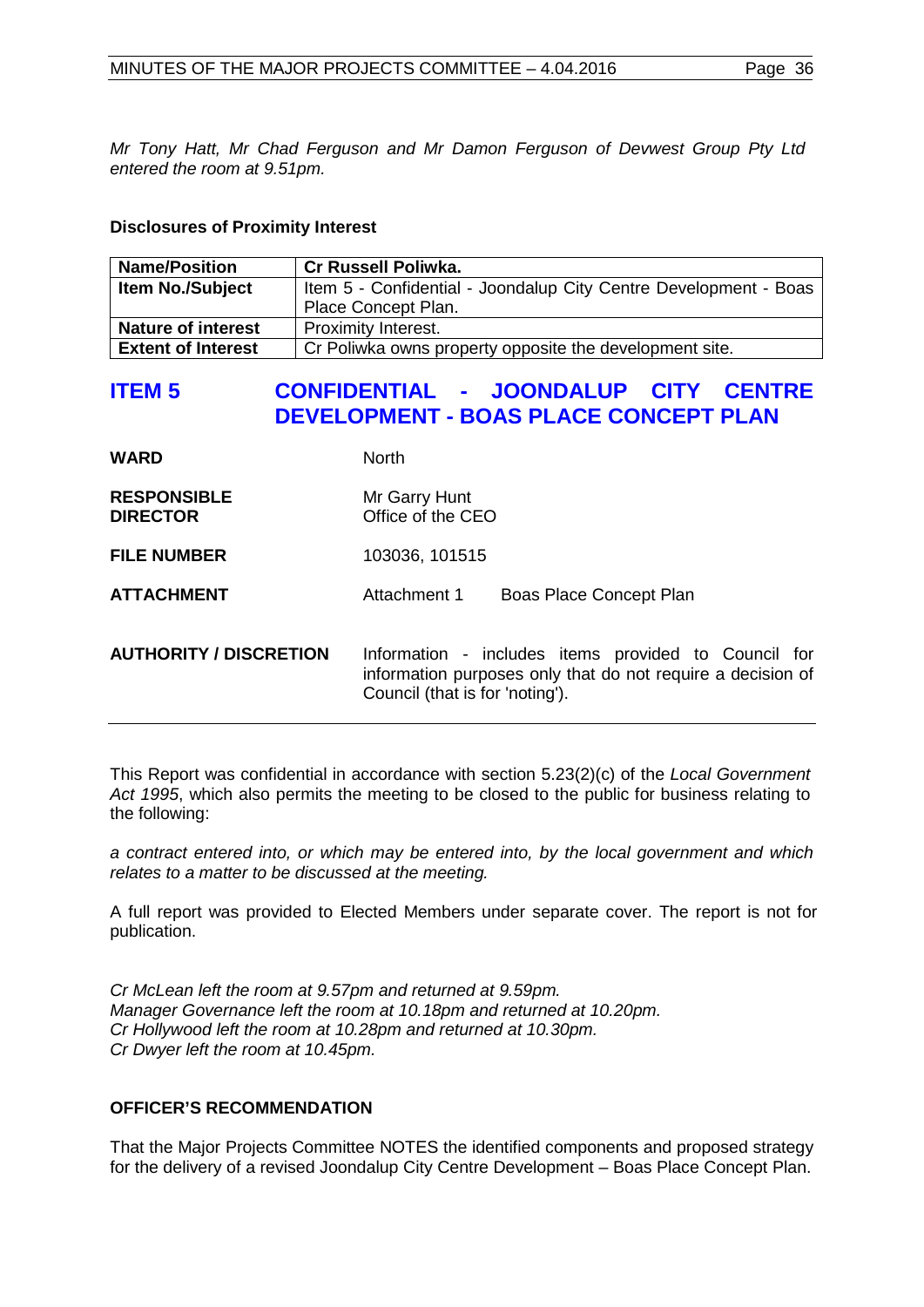*Mr Tony Hatt, Mr Chad Ferguson and Mr Damon Ferguson of Devwest Group Pty Ltd entered the room at 9.51pm.*

**Disclosures of Proximity Interest**

| **Name/Position** | **Cr Russell Poliwka.** |
|---|---|
| **Item No./Subject** | Item 5 - Confidential - Joondalup City Centre Development - Boas Place Concept Plan. |
| **Nature of interest** | Proximity Interest. |
| **Extent of Interest** | Cr Poliwka owns property opposite the development site. |

## ITEM 5 CONFIDENTIAL - JOONDALUP CITY CENTRE DEVELOPMENT - BOAS PLACE CONCEPT PLAN

| | |
|---|---|
| **WARD** | North |
| **RESPONSIBLE DIRECTOR** | Mr Garry Hunt<br>Office of the CEO |
| **FILE NUMBER** | 103036, 101515 |
| **ATTACHMENT** | Attachment 1 Boas Place Concept Plan |
| **AUTHORITY / DISCRETION** | Information - includes items provided to Council for information purposes only that do not require a decision of Council (that is for 'noting'). |

This Report was confidential in accordance with section 5.23(2)(c) of the *Local Government Act 1995*, which also permits the meeting to be closed to the public for business relating to the following:

*a contract entered into, or which may be entered into, by the local government and which relates to a matter to be discussed at the meeting.*

A full report was provided to Elected Members under separate cover. The report is not for publication.

*Cr McLean left the room at 9.57pm and returned at 9.59pm.*
*Manager Governance left the room at 10.18pm and returned at 10.20pm.*
*Cr Hollywood left the room at 10.28pm and returned at 10.30pm.*
*Cr Dwyer left the room at 10.45pm.*

**OFFICER'S RECOMMENDATION**

That the Major Projects Committee NOTES the identified components and proposed strategy for the delivery of a revised Joondalup City Centre Development – Boas Place Concept Plan.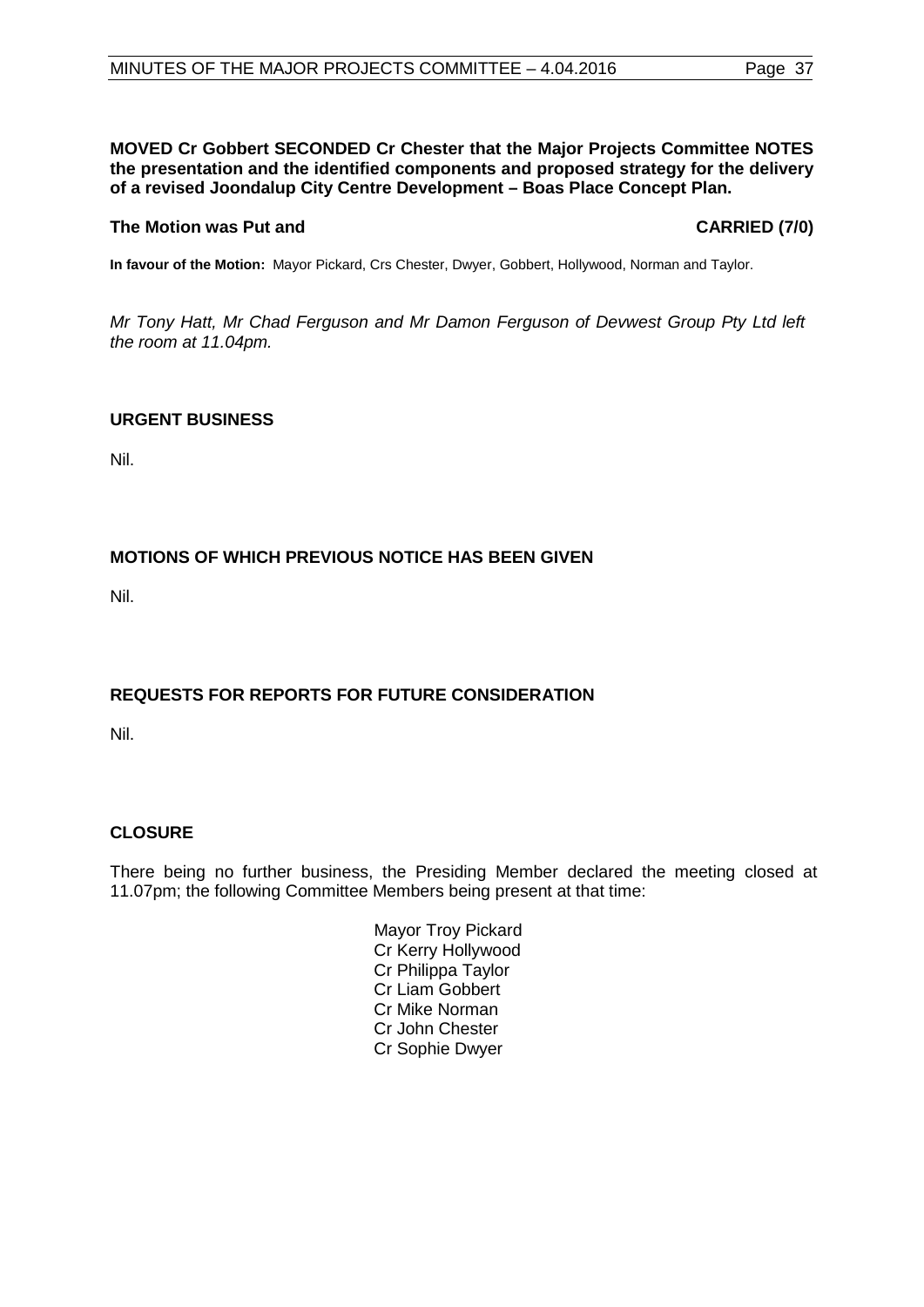**MOVED Cr Gobbert SECONDED Cr Chester that the Major Projects Committee NOTES the presentation and the identified components and proposed strategy for the delivery of a revised Joondalup City Centre Development – Boas Place Concept Plan.**

**The Motion was Put and CARRIED (7/0)**

**In favour of the Motion:** Mayor Pickard, Crs Chester, Dwyer, Gobbert, Hollywood, Norman and Taylor.

*Mr Tony Hatt, Mr Chad Ferguson and Mr Damon Ferguson of Devwest Group Pty Ltd left the room at 11.04pm.*

## URGENT BUSINESS

Nil.

## MOTIONS OF WHICH PREVIOUS NOTICE HAS BEEN GIVEN

Nil.

## REQUESTS FOR REPORTS FOR FUTURE CONSIDERATION

Nil.

## CLOSURE

There being no further business, the Presiding Member declared the meeting closed at 11.07pm; the following Committee Members being present at that time:

Mayor Troy Pickard
Cr Kerry Hollywood
Cr Philippa Taylor
Cr Liam Gobbert
Cr Mike Norman
Cr John Chester
Cr Sophie Dwyer